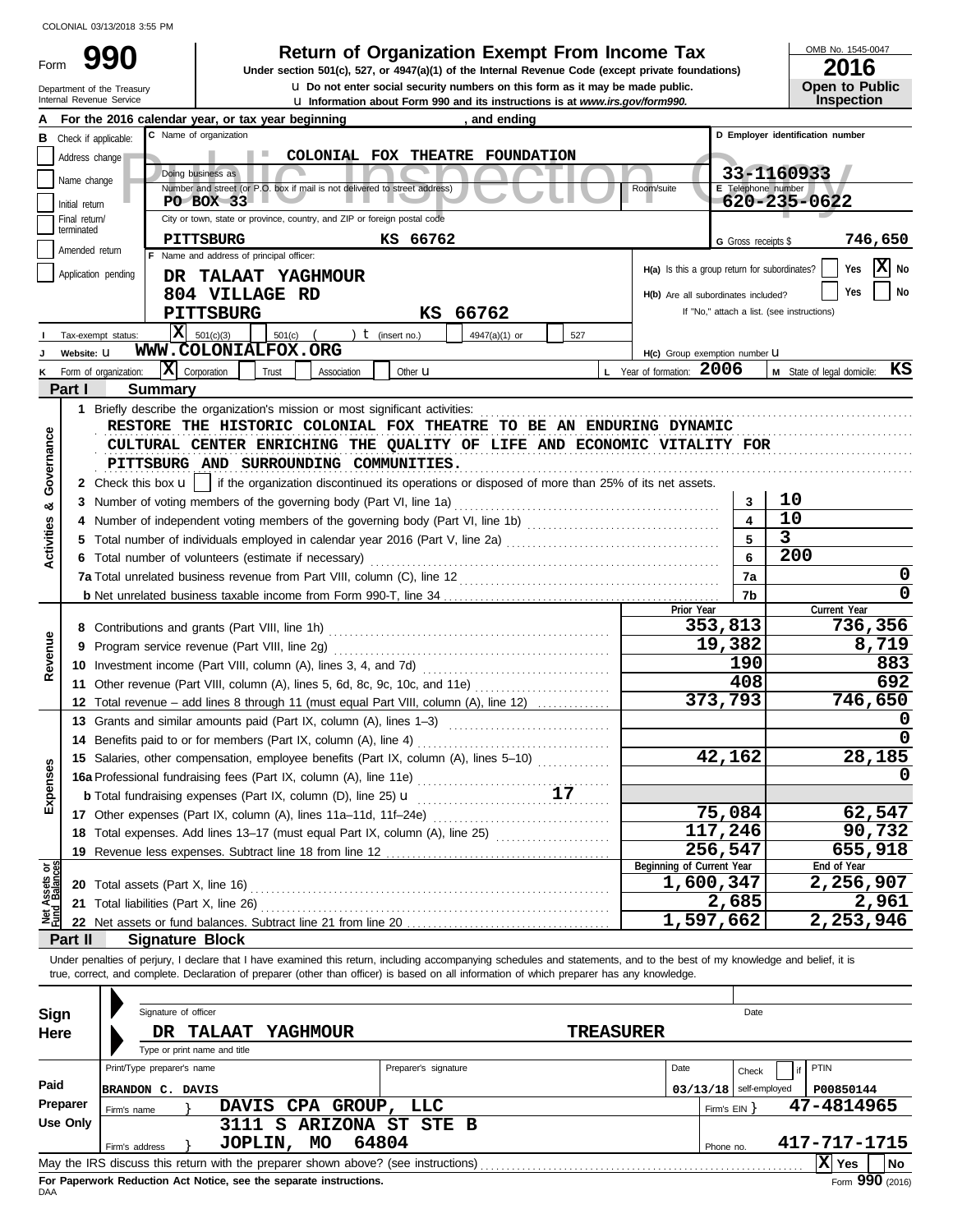COLONIAL 03/13/2018 3:55 PM

# Form 990

## Return of Organization Exempt From Income Tax

**Under section 501(c), 527, or 4947(a)(1) of the Internal Revenue Code (except private foundations)**

u Do not enter social security numbers on this form as it may be made public.

u Information about Form 990 and its instructions is at www.irs.gov/form990.

Department of the Treasury
Internal Revenue Service

OMB No. 1545-0047

**2016**

**Open to Public Inspection**

Public Inspection Copy

**A** For the 2016 calendar year, or tax year beginning , and ending

**B** Check if applicable:
- Address change
- Name change
- Initial return
- Final return/terminated
- Amended return
- Application pending

**C** Name of organization: COLONIAL FOX THEATRE FOUNDATION

Doing business as

Number and street (or P.O. box if mail is not delivered to street address): PO BOX 33 — Room/suite

City or town, state or province, country, and ZIP or foreign postal code: PITTSBURG KS 66762

**D** Employer identification number: 33-1160933

**E** Telephone number: 620-235-0622

**G** Gross receipts $ 746,650

**F** Name and address of principal officer:
DR TALAAT YAGHMOUR
804 VILLAGE RD
PITTSBURG KS 66762

H(a) Is this a group return for subordinates? Yes [ ] No [X]

H(b) Are all subordinates included? Yes [ ] No [ ]
If "No," attach a list. (see instructions)

**I** Tax-exempt status: [X] 501(c)(3) [ ] 501(c) ( ) t (insert no.) [ ] 4947(a)(1) or [ ] 527

**J** Website: u WWW.COLONIALFOX.ORG

H(c) Group exemption number u

**K** Form of organization: [X] Corporation [ ] Trust [ ] Association [ ] Other u

**L** Year of formation: 2006

**M** State of legal domicile: KS

## Part I Summary

**Activities & Governance**

1 Briefly describe the organization's mission or most significant activities:
RESTORE THE HISTORIC COLONIAL FOX THEATRE TO BE AN ENDURING DYNAMIC CULTURAL CENTER ENRICHING THE QUALITY OF LIFE AND ECONOMIC VITALITY FOR PITTSBURG AND SURROUNDING COMMUNITIES.

2 Check this box u [ ] if the organization discontinued its operations or disposed of more than 25% of its net assets.

| | | | |
|---|---|---|---|
| 3 | Number of voting members of the governing body (Part VI, line 1a) | 3 | 10 |
| 4 | Number of independent voting members of the governing body (Part VI, line 1b) | 4 | 10 |
| 5 | Total number of individuals employed in calendar year 2016 (Part V, line 2a) | 5 | 3 |
| 6 | Total number of volunteers (estimate if necessary) | 6 | 200 |
| 7a | Total unrelated business revenue from Part VIII, column (C), line 12 | 7a | 0 |
| b | Net unrelated business taxable income from Form 990-T, line 34 | 7b | 0 |

| | | Prior Year | Current Year |
|---|---|---|---|
| **Revenue** | | | |
| 8 | Contributions and grants (Part VIII, line 1h) | 353,813 | 736,356 |
| 9 | Program service revenue (Part VIII, line 2g) | 19,382 | 8,719 |
| 10 | Investment income (Part VIII, column (A), lines 3, 4, and 7d) | 190 | 883 |
| 11 | Other revenue (Part VIII, column (A), lines 5, 6d, 8c, 9c, 10c, and 11e) | 408 | 692 |
| 12 | Total revenue – add lines 8 through 11 (must equal Part VIII, column (A), line 12) | 373,793 | 746,650 |
| **Expenses** | | | |
| 13 | Grants and similar amounts paid (Part IX, column (A), lines 1–3) | | 0 |
| 14 | Benefits paid to or for members (Part IX, column (A), line 4) | | 0 |
| 15 | Salaries, other compensation, employee benefits (Part IX, column (A), lines 5–10) | 42,162 | 28,185 |
| 16a | Professional fundraising fees (Part IX, column (A), line 11e) | | 0 |
| b | Total fundraising expenses (Part IX, column (D), line 25) u 17 | | |
| 17 | Other expenses (Part IX, column (A), lines 11a–11d, 11f–24e) | 75,084 | 62,547 |
| 18 | Total expenses. Add lines 13–17 (must equal Part IX, column (A), line 25) | 117,246 | 90,732 |
| 19 | Revenue less expenses. Subtract line 18 from line 12 | 256,547 | 655,918 |

| **Net Assets or Fund Balances** | | Beginning of Current Year | End of Year |
|---|---|---|---|
| 20 | Total assets (Part X, line 16) | 1,600,347 | 2,256,907 |
| 21 | Total liabilities (Part X, line 26) | 2,685 | 2,961 |
| 22 | Net assets or fund balances. Subtract line 21 from line 20 | 1,597,662 | 2,253,946 |

## Part II Signature Block

Under penalties of perjury, I declare that I have examined this return, including accompanying schedules and statements, and to the best of my knowledge and belief, it is true, correct, and complete. Declaration of preparer (other than officer) is based on all information of which preparer has any knowledge.

**Sign Here**

Signature of officer — Date

DR TALAAT YAGHMOUR — TREASURER

Type or print name and title

**Paid Preparer Use Only**

| Print/Type preparer's name | Preparer's signature | Date | Check if self-employed | PTIN |
|---|---|---|---|---|
| BRANDON C. DAVIS | | 03/13/18 | | P00850144 |

Firm's name } DAVIS CPA GROUP, LLC — Firm's EIN } 47-4814965

Firm's address } 3111 S ARIZONA ST STE B, JOPLIN, MO 64804 — Phone no. 417-717-1715

May the IRS discuss this return with the preparer shown above? (see instructions) [X] Yes [ ] No

**For Paperwork Reduction Act Notice, see the separate instructions.**

DAA

Form **990** (2016)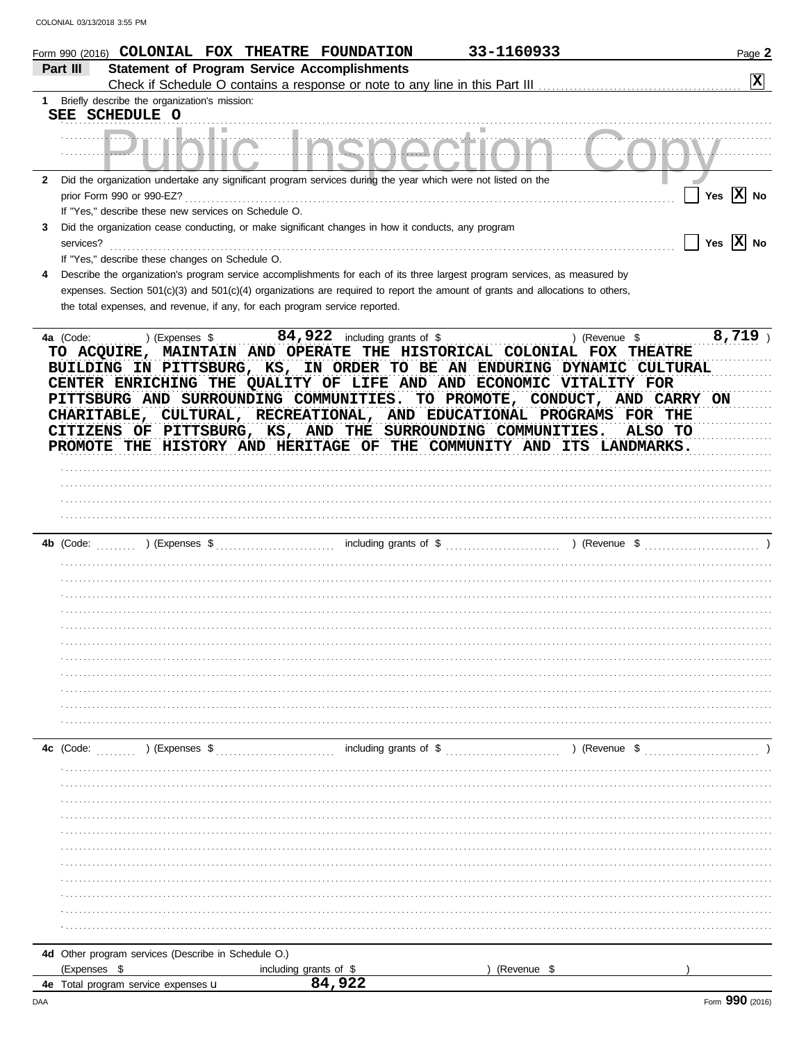COLONIAL 03/13/2018 3:55 PM

Form 990 (2016) **COLONIAL FOX THEATRE FOUNDATION** **33-1160933** Page **2**

## Part III Statement of Program Service Accomplishments

Check if Schedule O contains a response or note to any line in this Part III . . . . . . . . . . . . . . . . . . . . . . . . . . . . . . . . . . . . . . . . . . . . [X]

**1** Briefly describe the organization's mission:

SEE SCHEDULE O

Public Inspection Copy

**2** Did the organization undertake any significant program services during the year which were not listed on the prior Form 990 or 990-EZ? . . . . . . . . . . . . . . . . . . . . . . . . . . . . . . . . . . . . . . . . . . . . . . . . . . . . . . . . . . [ ] Yes [X] No

If "Yes," describe these new services on Schedule O.

**3** Did the organization cease conducting, or make significant changes in how it conducts, any program services? . . . . . . . . . . . . . . . . . . . . . . . . . . . . . . . . . . . . . . . . . . . . . . . . . . . . . . . . . . . . . . . . . . . . . . . . . . . . . [ ] Yes [X] No

If "Yes," describe these changes on Schedule O.

**4** Describe the organization's program service accomplishments for each of its three largest program services, as measured by expenses. Section 501(c)(3) and 501(c)(4) organizations are required to report the amount of grants and allocations to others, the total expenses, and revenue, if any, for each program service reported.

**4a** (Code: ) (Expenses $ 84,922 including grants of $ ) (Revenue $ 8,719 )

TO ACQUIRE, MAINTAIN AND OPERATE THE HISTORICAL COLONIAL FOX THEATRE BUILDING IN PITTSBURG, KS, IN ORDER TO BE AN ENDURING DYNAMIC CULTURAL CENTER ENRICHING THE QUALITY OF LIFE AND AND ECONOMIC VITALITY FOR PITTSBURG AND SURROUNDING COMMUNITIES. TO PROMOTE, CONDUCT, AND CARRY ON CHARITABLE, CULTURAL, RECREATIONAL, AND EDUCATIONAL PROGRAMS FOR THE CITIZENS OF PITTSBURG, KS, AND THE SURROUNDING COMMUNITIES. ALSO TO PROMOTE THE HISTORY AND HERITAGE OF THE COMMUNITY AND ITS LANDMARKS.

**4b** (Code: ) (Expenses $ including grants of $ ) (Revenue $ )

**4c** (Code: ) (Expenses $ including grants of $ ) (Revenue $ )

**4d** Other program services (Describe in Schedule O.)

(Expenses $ including grants of $ ) (Revenue $ )

**4e** Total program service expenses u 84,922

DAA Form **990** (2016)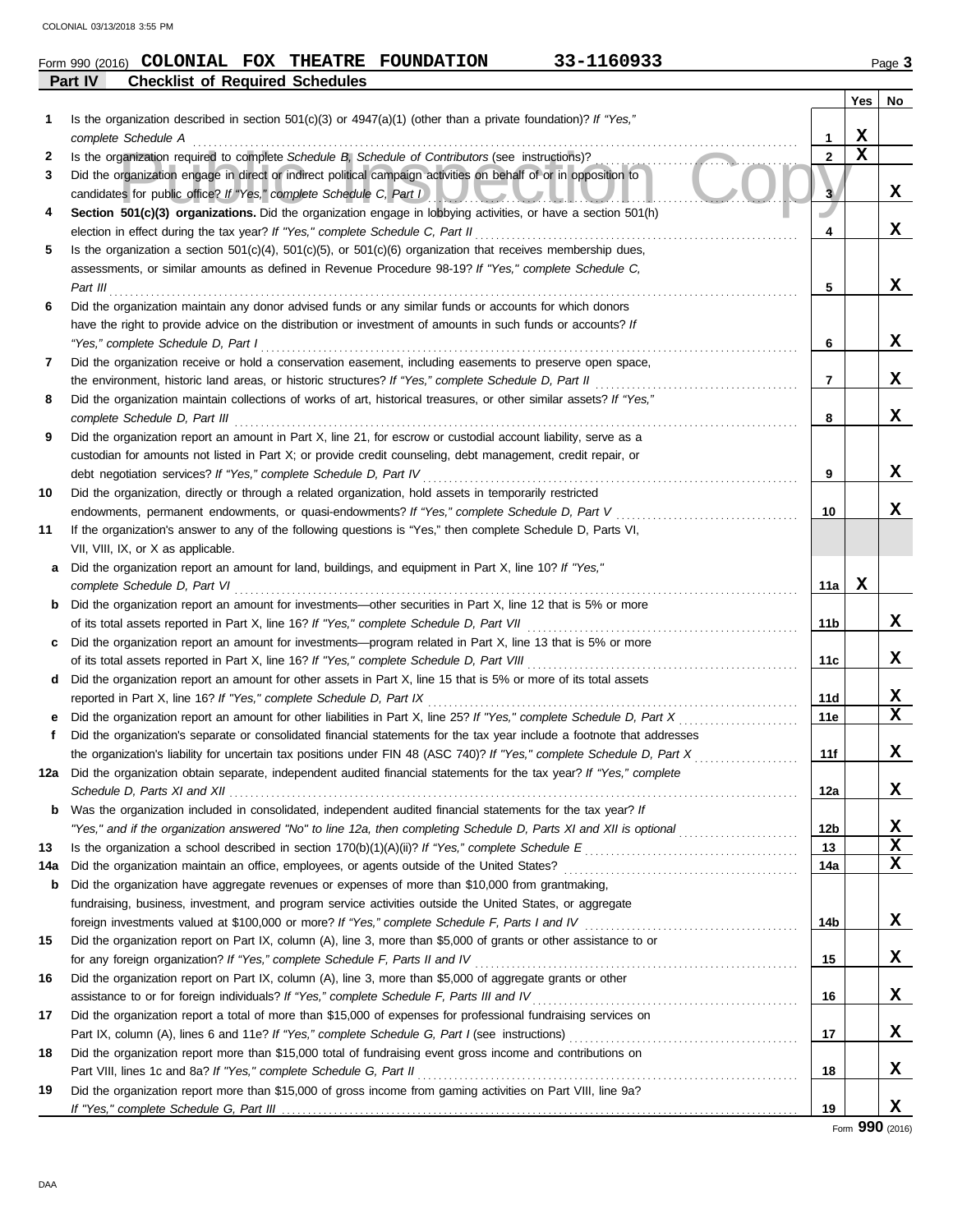Form 990 (2016) **COLONIAL FOX THEATRE FOUNDATION** **33-1160933** Page **3**

## Part IV Checklist of Required Schedules

| | | | Yes | No |
|---|---|---|---|---|
| **1** | Is the organization described in section 501(c)(3) or 4947(a)(1) (other than a private foundation)? *If "Yes," complete Schedule A* | 1 | X | |
| **2** | Is the organization required to complete *Schedule B, Schedule of Contributors* (see instructions)? | 2 | X | |
| **3** | Did the organization engage in direct or indirect political campaign activities on behalf of or in opposition to candidates for public office? *If "Yes," complete Schedule C, Part I* | 3 | | X |
| **4** | **Section 501(c)(3) organizations.** Did the organization engage in lobbying activities, or have a section 501(h) election in effect during the tax year? *If "Yes," complete Schedule C, Part II* | 4 | | X |
| **5** | Is the organization a section 501(c)(4), 501(c)(5), or 501(c)(6) organization that receives membership dues, assessments, or similar amounts as defined in Revenue Procedure 98-19? *If "Yes," complete Schedule C, Part III* | 5 | | X |
| **6** | Did the organization maintain any donor advised funds or any similar funds or accounts for which donors have the right to provide advice on the distribution or investment of amounts in such funds or accounts? *If "Yes," complete Schedule D, Part I* | 6 | | X |
| **7** | Did the organization receive or hold a conservation easement, including easements to preserve open space, the environment, historic land areas, or historic structures? *If "Yes," complete Schedule D, Part II* | 7 | | X |
| **8** | Did the organization maintain collections of works of art, historical treasures, or other similar assets? *If "Yes," complete Schedule D, Part III* | 8 | | X |
| **9** | Did the organization report an amount in Part X, line 21, for escrow or custodial account liability, serve as a custodian for amounts not listed in Part X; or provide credit counseling, debt management, credit repair, or debt negotiation services? *If "Yes," complete Schedule D, Part IV* | 9 | | X |
| **10** | Did the organization, directly or through a related organization, hold assets in temporarily restricted endowments, permanent endowments, or quasi-endowments? *If "Yes," complete Schedule D, Part V* | 10 | | X |
| **11** | If the organization's answer to any of the following questions is "Yes," then complete Schedule D, Parts VI, VII, VIII, IX, or X as applicable. | | | |
| **a** | Did the organization report an amount for land, buildings, and equipment in Part X, line 10? *If "Yes," complete Schedule D, Part VI* | 11a | X | |
| **b** | Did the organization report an amount for investments—other securities in Part X, line 12 that is 5% or more of its total assets reported in Part X, line 16? *If "Yes," complete Schedule D, Part VII* | 11b | | X |
| **c** | Did the organization report an amount for investments—program related in Part X, line 13 that is 5% or more of its total assets reported in Part X, line 16? *If "Yes," complete Schedule D, Part VIII* | 11c | | X |
| **d** | Did the organization report an amount for other assets in Part X, line 15 that is 5% or more of its total assets reported in Part X, line 16? *If "Yes," complete Schedule D, Part IX* | 11d | | X |
| **e** | Did the organization report an amount for other liabilities in Part X, line 25? *If "Yes," complete Schedule D, Part X* | 11e | | X |
| **f** | Did the organization's separate or consolidated financial statements for the tax year include a footnote that addresses the organization's liability for uncertain tax positions under FIN 48 (ASC 740)? *If "Yes," complete Schedule D, Part X* | 11f | | X |
| **12a** | Did the organization obtain separate, independent audited financial statements for the tax year? *If "Yes," complete Schedule D, Parts XI and XII* | 12a | | X |
| **b** | Was the organization included in consolidated, independent audited financial statements for the tax year? *If "Yes," and if the organization answered "No" to line 12a, then completing Schedule D, Parts XI and XII is optional* | 12b | | X |
| **13** | Is the organization a school described in section 170(b)(1)(A)(ii)? *If "Yes," complete Schedule E* | 13 | | X |
| **14a** | Did the organization maintain an office, employees, or agents outside of the United States? | 14a | | X |
| **b** | Did the organization have aggregate revenues or expenses of more than $10,000 from grantmaking, fundraising, business, investment, and program service activities outside the United States, or aggregate foreign investments valued at $100,000 or more? *If "Yes," complete Schedule F, Parts I and IV* | 14b | | X |
| **15** | Did the organization report on Part IX, column (A), line 3, more than $5,000 of grants or other assistance to or for any foreign organization? *If "Yes," complete Schedule F, Parts II and IV* | 15 | | X |
| **16** | Did the organization report on Part IX, column (A), line 3, more than $5,000 of aggregate grants or other assistance to or for foreign individuals? *If "Yes," complete Schedule F, Parts III and IV* | 16 | | X |
| **17** | Did the organization report a total of more than $15,000 of expenses for professional fundraising services on Part IX, column (A), lines 6 and 11e? *If "Yes," complete Schedule G, Part I* (see instructions) | 17 | | X |
| **18** | Did the organization report more than $15,000 total of fundraising event gross income and contributions on Part VIII, lines 1c and 8a? *If "Yes," complete Schedule G, Part II* | 18 | | X |
| **19** | Did the organization report more than $15,000 of gross income from gaming activities on Part VIII, line 9a? *If "Yes," complete Schedule G, Part III* | 19 | | X |

Form **990** (2016)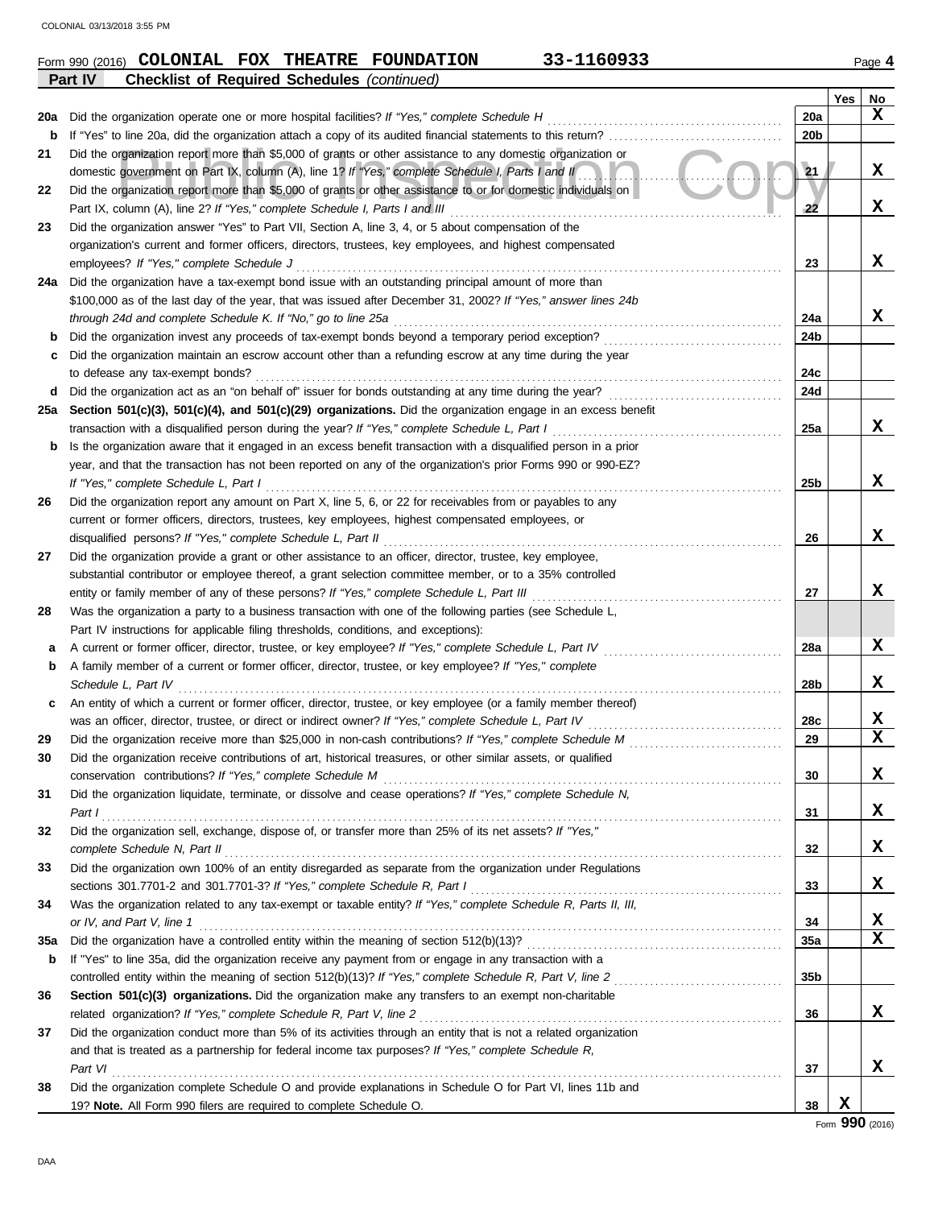Form 990 (2016) **COLONIAL FOX THEATRE FOUNDATION** **33-1160933**

**Part IV** **Checklist of Required Schedules** *(continued)*

| | | | Yes | No |
|---|---|---|---|---|
| **20a** | Did the organization operate one or more hospital facilities? *If "Yes," complete Schedule H* | 20a | | X |
| **b** | If "Yes" to line 20a, did the organization attach a copy of its audited financial statements to this return? | 20b | | |
| **21** | Did the organization report more than $5,000 of grants or other assistance to any domestic organization or domestic government on Part IX, column (A), line 1? *If "Yes," complete Schedule I, Parts I and II* | 21 | | X |
| **22** | Did the organization report more than $5,000 of grants or other assistance to or for domestic individuals on Part IX, column (A), line 2? *If "Yes," complete Schedule I, Parts I and III* | 22 | | X |
| **23** | Did the organization answer "Yes" to Part VII, Section A, line 3, 4, or 5 about compensation of the organization's current and former officers, directors, trustees, key employees, and highest compensated employees? *If "Yes," complete Schedule J* | 23 | | X |
| **24a** | Did the organization have a tax-exempt bond issue with an outstanding principal amount of more than $100,000 as of the last day of the year, that was issued after December 31, 2002? *If "Yes," answer lines 24b through 24d and complete Schedule K. If "No," go to line 25a* | 24a | | X |
| **b** | Did the organization invest any proceeds of tax-exempt bonds beyond a temporary period exception? | 24b | | |
| **c** | Did the organization maintain an escrow account other than a refunding escrow at any time during the year to defease any tax-exempt bonds? | 24c | | |
| **d** | Did the organization act as an "on behalf of" issuer for bonds outstanding at any time during the year? | 24d | | |
| **25a** | **Section 501(c)(3), 501(c)(4), and 501(c)(29) organizations.** Did the organization engage in an excess benefit transaction with a disqualified person during the year? *If "Yes," complete Schedule L, Part I* | 25a | | X |
| **b** | Is the organization aware that it engaged in an excess benefit transaction with a disqualified person in a prior year, and that the transaction has not been reported on any of the organization's prior Forms 990 or 990-EZ? *If "Yes," complete Schedule L, Part I* | 25b | | X |
| **26** | Did the organization report any amount on Part X, line 5, 6, or 22 for receivables from or payables to any current or former officers, directors, trustees, key employees, highest compensated employees, or disqualified persons? *If "Yes," complete Schedule L, Part II* | 26 | | X |
| **27** | Did the organization provide a grant or other assistance to an officer, director, trustee, key employee, substantial contributor or employee thereof, a grant selection committee member, or to a 35% controlled entity or family member of any of these persons? *If "Yes," complete Schedule L, Part III* | 27 | | X |
| **28** | Was the organization a party to a business transaction with one of the following parties (see Schedule L, Part IV instructions for applicable filing thresholds, conditions, and exceptions): | | | |
| **a** | A current or former officer, director, trustee, or key employee? *If "Yes," complete Schedule L, Part IV* | 28a | | X |
| **b** | A family member of a current or former officer, director, trustee, or key employee? *If "Yes," complete Schedule L, Part IV* | 28b | | X |
| **c** | An entity of which a current or former officer, director, trustee, or key employee (or a family member thereof) was an officer, director, trustee, or direct or indirect owner? *If "Yes," complete Schedule L, Part IV* | 28c | | X |
| **29** | Did the organization receive more than $25,000 in non-cash contributions? *If "Yes," complete Schedule M* | 29 | | X |
| **30** | Did the organization receive contributions of art, historical treasures, or other similar assets, or qualified conservation contributions? *If "Yes," complete Schedule M* | 30 | | X |
| **31** | Did the organization liquidate, terminate, or dissolve and cease operations? *If "Yes," complete Schedule N, Part I* | 31 | | X |
| **32** | Did the organization sell, exchange, dispose of, or transfer more than 25% of its net assets? *If "Yes," complete Schedule N, Part II* | 32 | | X |
| **33** | Did the organization own 100% of an entity disregarded as separate from the organization under Regulations sections 301.7701-2 and 301.7701-3? *If "Yes," complete Schedule R, Part I* | 33 | | X |
| **34** | Was the organization related to any tax-exempt or taxable entity? *If "Yes," complete Schedule R, Parts II, III, or IV, and Part V, line 1* | 34 | | X |
| **35a** | Did the organization have a controlled entity within the meaning of section 512(b)(13)? | 35a | | X |
| **b** | If "Yes" to line 35a, did the organization receive any payment from or engage in any transaction with a controlled entity within the meaning of section 512(b)(13)? *If "Yes," complete Schedule R, Part V, line 2* | 35b | | |
| **36** | **Section 501(c)(3) organizations.** Did the organization make any transfers to an exempt non-charitable related organization? *If "Yes," complete Schedule R, Part V, line 2* | 36 | | X |
| **37** | Did the organization conduct more than 5% of its activities through an entity that is not a related organization and that is treated as a partnership for federal income tax purposes? *If "Yes," complete Schedule R, Part VI* | 37 | | X |
| **38** | Did the organization complete Schedule O and provide explanations in Schedule O for Part VI, lines 11b and 19? **Note.** All Form 990 filers are required to complete Schedule O. | 38 | X | |

Form **990** (2016)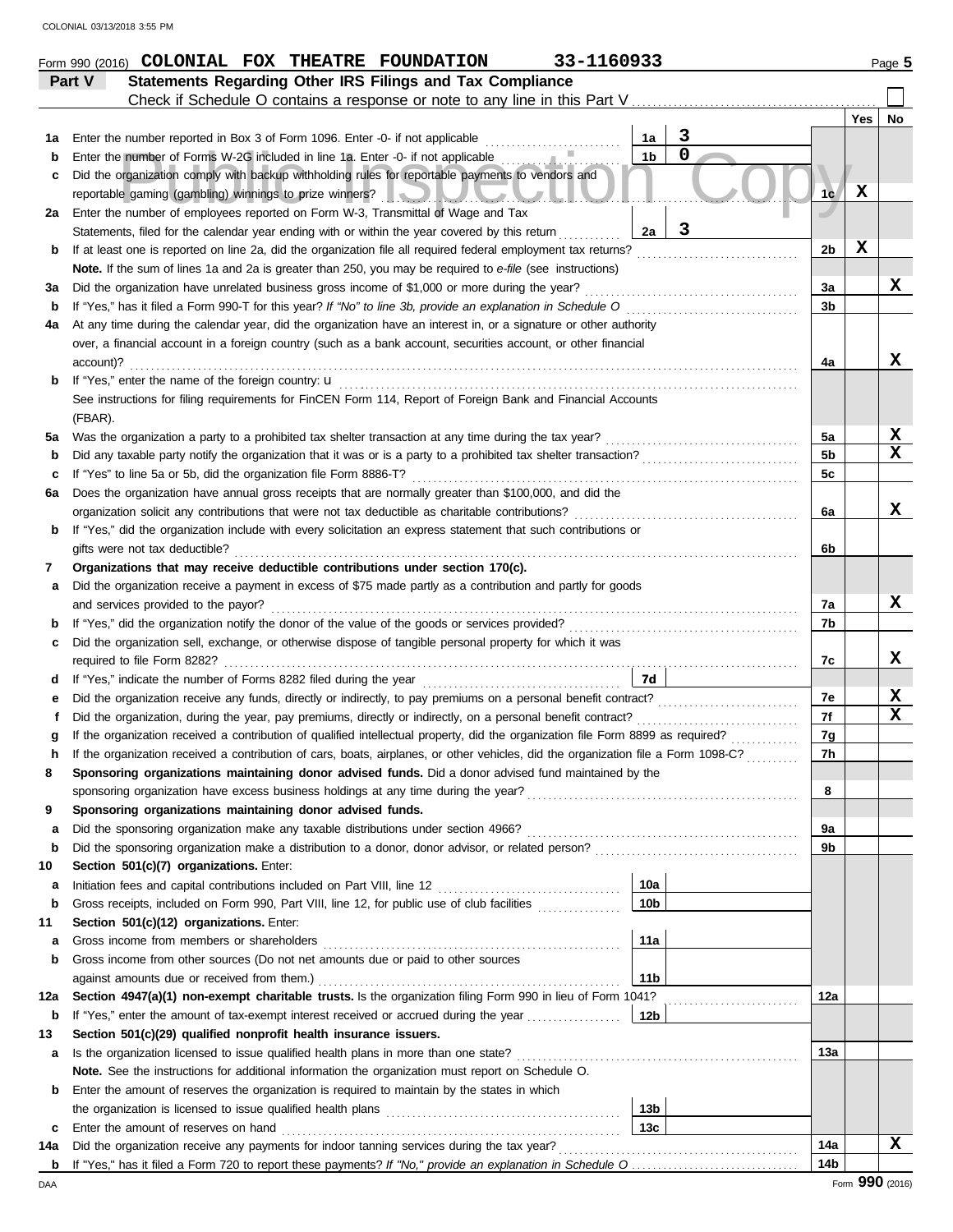Form 990 (2016) **COLONIAL FOX THEATRE FOUNDATION** **33-1160933** Page 5

## Part V — Statements Regarding Other IRS Filings and Tax Compliance

Check if Schedule O contains a response or note to any line in this Part V . . . . . ☐

| | | | | | Yes | No |
|---|---|---|---|---|---|---|
| 1a | Enter the number reported in Box 3 of Form 1096. Enter -0- if not applicable | 1a | 3 | | | |
| b | Enter the number of Forms W-2G included in line 1a. Enter -0- if not applicable | 1b | 0 | | | |
| c | Did the organization comply with backup withholding rules for reportable payments to vendors and reportable gaming (gambling) winnings to prize winners? | | | 1c | X | |
| 2a | Enter the number of employees reported on Form W-3, Transmittal of Wage and Tax Statements, filed for the calendar year ending with or within the year covered by this return | 2a | 3 | | | |
| b | If at least one is reported on line 2a, did the organization file all required federal employment tax returns? | | | 2b | X | |
| | **Note.** If the sum of lines 1a and 2a is greater than 250, you may be required to *e-file* (see instructions) | | | | | |
| 3a | Did the organization have unrelated business gross income of $1,000 or more during the year? | | | 3a | | X |
| b | If "Yes," has it filed a Form 990-T for this year? *If "No" to line 3b, provide an explanation in Schedule O* | | | 3b | | |
| 4a | At any time during the calendar year, did the organization have an interest in, or a signature or other authority over, a financial account in a foreign country (such as a bank account, securities account, or other financial account)? | | | 4a | | X |
| b | If "Yes," enter the name of the foreign country: u | | | | | |
| | See instructions for filing requirements for FinCEN Form 114, Report of Foreign Bank and Financial Accounts (FBAR). | | | | | |
| 5a | Was the organization a party to a prohibited tax shelter transaction at any time during the tax year? | | | 5a | | X |
| b | Did any taxable party notify the organization that it was or is a party to a prohibited tax shelter transaction? | | | 5b | | X |
| c | If "Yes" to line 5a or 5b, did the organization file Form 8886-T? | | | 5c | | |
| 6a | Does the organization have annual gross receipts that are normally greater than $100,000, and did the organization solicit any contributions that were not tax deductible as charitable contributions? | | | 6a | | X |
| b | If "Yes," did the organization include with every solicitation an express statement that such contributions or gifts were not tax deductible? | | | 6b | | |
| 7 | **Organizations that may receive deductible contributions under section 170(c).** | | | | | |
| a | Did the organization receive a payment in excess of $75 made partly as a contribution and partly for goods and services provided to the payor? | | | 7a | | X |
| b | If "Yes," did the organization notify the donor of the value of the goods or services provided? | | | 7b | | |
| c | Did the organization sell, exchange, or otherwise dispose of tangible personal property for which it was required to file Form 8282? | | | 7c | | X |
| d | If "Yes," indicate the number of Forms 8282 filed during the year | 7d | | | | |
| e | Did the organization receive any funds, directly or indirectly, to pay premiums on a personal benefit contract? | | | 7e | | X |
| f | Did the organization, during the year, pay premiums, directly or indirectly, on a personal benefit contract? | | | 7f | | X |
| g | If the organization received a contribution of qualified intellectual property, did the organization file Form 8899 as required? | | | 7g | | |
| h | If the organization received a contribution of cars, boats, airplanes, or other vehicles, did the organization file a Form 1098-C? | | | 7h | | |
| 8 | **Sponsoring organizations maintaining donor advised funds.** Did a donor advised fund maintained by the sponsoring organization have excess business holdings at any time during the year? | | | 8 | | |
| 9 | **Sponsoring organizations maintaining donor advised funds.** | | | | | |
| a | Did the sponsoring organization make any taxable distributions under section 4966? | | | 9a | | |
| b | Did the sponsoring organization make a distribution to a donor, donor advisor, or related person? | | | 9b | | |
| 10 | **Section 501(c)(7) organizations.** Enter: | | | | | |
| a | Initiation fees and capital contributions included on Part VIII, line 12 | 10a | | | | |
| b | Gross receipts, included on Form 990, Part VIII, line 12, for public use of club facilities | 10b | | | | |
| 11 | **Section 501(c)(12) organizations.** Enter: | | | | | |
| a | Gross income from members or shareholders | 11a | | | | |
| b | Gross income from other sources (Do not net amounts due or paid to other sources against amounts due or received from them.) | 11b | | | | |
| 12a | **Section 4947(a)(1) non-exempt charitable trusts.** Is the organization filing Form 990 in lieu of Form 1041? | | | 12a | | |
| b | If "Yes," enter the amount of tax-exempt interest received or accrued during the year | 12b | | | | |
| 13 | **Section 501(c)(29) qualified nonprofit health insurance issuers.** | | | | | |
| a | Is the organization licensed to issue qualified health plans in more than one state? | | | 13a | | |
| | **Note.** See the instructions for additional information the organization must report on Schedule O. | | | | | |
| b | Enter the amount of reserves the organization is required to maintain by the states in which the organization is licensed to issue qualified health plans | 13b | | | | |
| c | Enter the amount of reserves on hand | 13c | | | | |
| 14a | Did the organization receive any payments for indoor tanning services during the tax year? | | | 14a | | X |
| b | If "Yes," has it filed a Form 720 to report these payments? *If "No," provide an explanation in Schedule O* | | | 14b | | |

Form **990** (2016)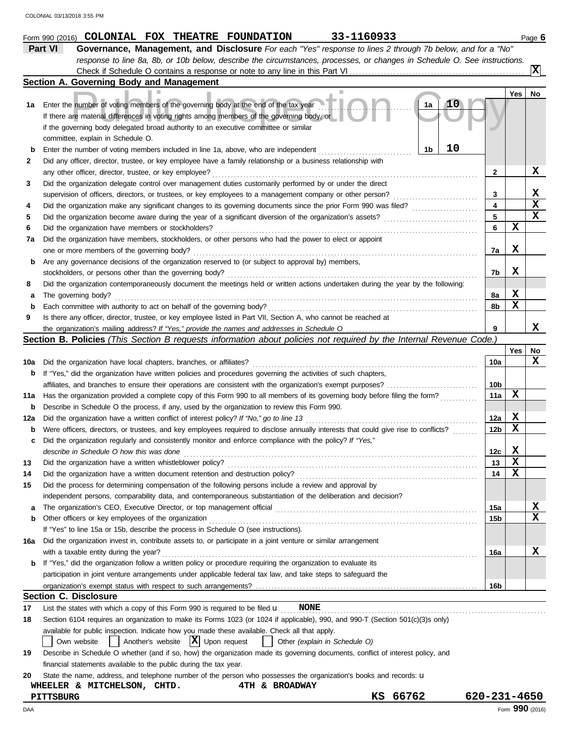Form 990 (2016) **COLONIAL FOX THEATRE FOUNDATION** **33-1160933**

## Part VI Governance, Management, and Disclosure

*For each "Yes" response to lines 2 through 7b below, and for a "No" response to line 8a, 8b, or 10b below, describe the circumstances, processes, or changes in Schedule O. See instructions.*

Check if Schedule O contains a response or note to any line in this Part VI .......... [X]

### Section A. Governing Body and Management

| | | | Yes | No |
|---|---|---|---|---|
| **1a** | Enter the number of voting members of the governing body at the end of the tax year ..... **1a** **10**<br>If there are material differences in voting rights among members of the governing body, or if the governing body delegated broad authority to an executive committee or similar committee, explain in Schedule O. | | | |
| **b** | Enter the number of voting members included in line 1a, above, who are independent ..... **1b** **10** | | | |
| **2** | Did any officer, director, trustee, or key employee have a family relationship or a business relationship with any other officer, director, trustee, or key employee? | 2 | | X |
| **3** | Did the organization delegate control over management duties customarily performed by or under the direct supervision of officers, directors, or trustees, or key employees to a management company or other person? | 3 | | X |
| **4** | Did the organization make any significant changes to its governing documents since the prior Form 990 was filed? | 4 | | X |
| **5** | Did the organization become aware during the year of a significant diversion of the organization's assets? | 5 | | X |
| **6** | Did the organization have members or stockholders? | 6 | X | |
| **7a** | Did the organization have members, stockholders, or other persons who had the power to elect or appoint one or more members of the governing body? | 7a | X | |
| **b** | Are any governance decisions of the organization reserved to (or subject to approval by) members, stockholders, or persons other than the governing body? | 7b | X | |
| **8** | Did the organization contemporaneously document the meetings held or written actions undertaken during the year by the following: | | | |
| **a** | The governing body? | 8a | X | |
| **b** | Each committee with authority to act on behalf of the governing body? | 8b | X | |
| **9** | Is there any officer, director, trustee, or key employee listed in Part VII, Section A, who cannot be reached at the organization's mailing address? *If "Yes," provide the names and addresses in Schedule O* | 9 | | X |

### Section B. Policies *(This Section B requests information about policies not required by the Internal Revenue Code.)*

| | | | Yes | No |
|---|---|---|---|---|
| **10a** | Did the organization have local chapters, branches, or affiliates? | 10a | | X |
| **b** | If "Yes," did the organization have written policies and procedures governing the activities of such chapters, affiliates, and branches to ensure their operations are consistent with the organization's exempt purposes? | 10b | | |
| **11a** | Has the organization provided a complete copy of this Form 990 to all members of its governing body before filing the form? | 11a | X | |
| **b** | Describe in Schedule O the process, if any, used by the organization to review this Form 990. | | | |
| **12a** | Did the organization have a written conflict of interest policy? *If "No," go to line 13* | 12a | X | |
| **b** | Were officers, directors, or trustees, and key employees required to disclose annually interests that could give rise to conflicts? | 12b | X | |
| **c** | Did the organization regularly and consistently monitor and enforce compliance with the policy? *If "Yes," describe in Schedule O how this was done* | 12c | X | |
| **13** | Did the organization have a written whistleblower policy? | 13 | X | |
| **14** | Did the organization have a written document retention and destruction policy? | 14 | X | |
| **15** | Did the process for determining compensation of the following persons include a review and approval by independent persons, comparability data, and contemporaneous substantiation of the deliberation and decision? | | | |
| **a** | The organization's CEO, Executive Director, or top management official | 15a | | X |
| **b** | Other officers or key employees of the organization | 15b | | X |
| | If "Yes" to line 15a or 15b, describe the process in Schedule O (see instructions). | | | |
| **16a** | Did the organization invest in, contribute assets to, or participate in a joint venture or similar arrangement with a taxable entity during the year? | 16a | | X |
| **b** | If "Yes," did the organization follow a written policy or procedure requiring the organization to evaluate its participation in joint venture arrangements under applicable federal tax law, and take steps to safeguard the organization's exempt status with respect to such arrangements? | 16b | | |

### Section C. Disclosure

**17** List the states with which a copy of this Form 990 is required to be filed u **NONE**

**18** Section 6104 requires an organization to make its Forms 1023 (or 1024 if applicable), 990, and 990-T (Section 501(c)(3)s only) available for public inspection. Indicate how you made these available. Check all that apply.

[ ] Own website [ ] Another's website [X] Upon request [ ] Other *(explain in Schedule O)*

**19** Describe in Schedule O whether (and if so, how) the organization made its governing documents, conflict of interest policy, and financial statements available to the public during the tax year.

**20** State the name, address, and telephone number of the person who possesses the organization's books and records: u

**WHEELER & MITCHELSON, CHTD.** **4TH & BROADWAY**
**PITTSBURG** **KS 66762** **620-231-4650**

Form **990** (2016)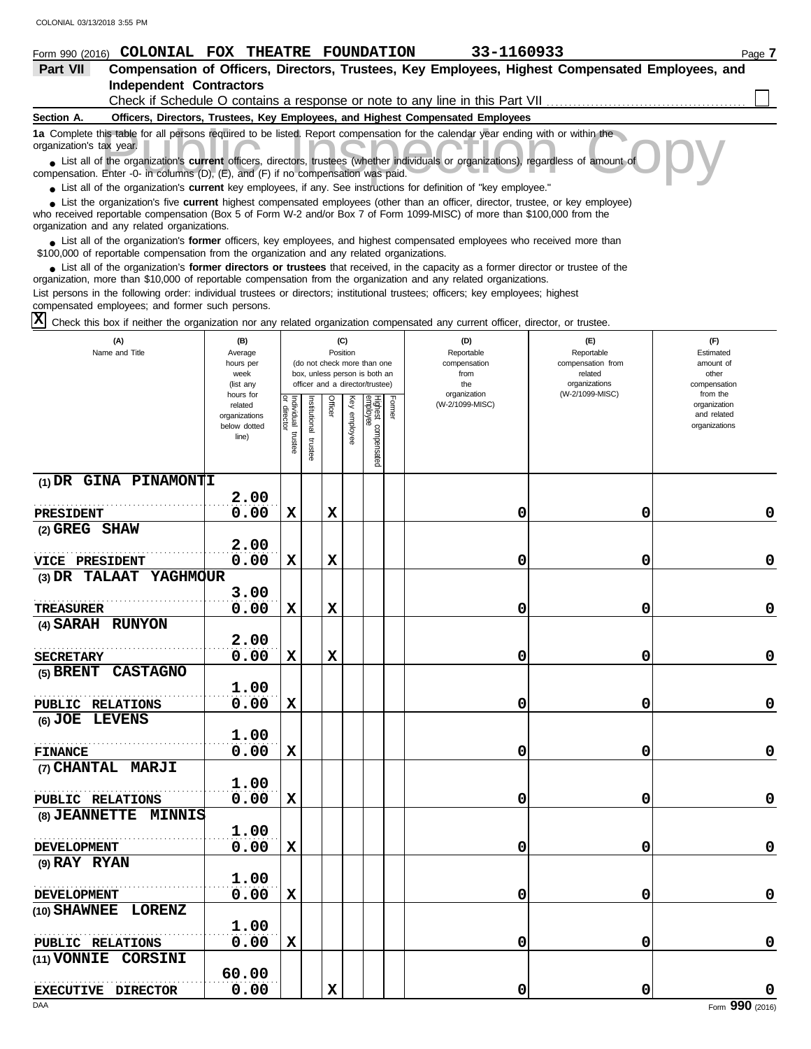Form 990 (2016) **COLONIAL FOX THEATRE FOUNDATION** **33-1160933** Page **7**

## Part VII Compensation of Officers, Directors, Trustees, Key Employees, Highest Compensated Employees, and Independent Contractors

Check if Schedule O contains a response or note to any line in this Part VII ☐

### Section A. Officers, Directors, Trustees, Key Employees, and Highest Compensated Employees

**1a** Complete this table for all persons required to be listed. Report compensation for the calendar year ending with or within the organization's tax year.

- List all of the organization's **current** officers, directors, trustees (whether individuals or organizations), regardless of amount of compensation. Enter -0- in columns (D), (E), and (F) if no compensation was paid.
- List all of the organization's **current** key employees, if any. See instructions for definition of "key employee."
- List the organization's five **current** highest compensated employees (other than an officer, director, trustee, or key employee) who received reportable compensation (Box 5 of Form W-2 and/or Box 7 of Form 1099-MISC) of more than $100,000 from the organization and any related organizations.
- List all of the organization's **former** officers, key employees, and highest compensated employees who received more than $100,000 of reportable compensation from the organization and any related organizations.
- List all of the organization's **former directors or trustees** that received, in the capacity as a former director or trustee of the organization, more than $10,000 of reportable compensation from the organization and any related organizations.

List persons in the following order: individual trustees or directors; institutional trustees; officers; key employees; highest compensated employees; and former such persons.

☒ Check this box if neither the organization nor any related organization compensated any current officer, director, or trustee.

| (A) Name and Title | (B) Average hours per week (list any hours for related organizations below dotted line) | (C) Position (do not check more than one box, unless person is both an officer and a director/trustee) | | | | | | (D) Reportable compensation from the organization (W-2/1099-MISC) | (E) Reportable compensation from related organizations (W-2/1099-MISC) | (F) Estimated amount of other compensation from the organization and related organizations |
|---|---|---|---|---|---|---|---|---|---|---|
| | | Individual trustee or director | Institutional trustee | Officer | Key employee | Highest compensated employee | Former | | | |
| (1) DR GINA PINAMONTI<br>PRESIDENT | 2.00<br>0.00 | X | | X | | | | 0 | 0 | 0 |
| (2) GREG SHAW<br>VICE PRESIDENT | 2.00<br>0.00 | X | | X | | | | 0 | 0 | 0 |
| (3) DR TALAAT YAGHMOUR<br>TREASURER | 3.00<br>0.00 | X | | X | | | | 0 | 0 | 0 |
| (4) SARAH RUNYON<br>SECRETARY | 2.00<br>0.00 | X | | X | | | | 0 | 0 | 0 |
| (5) BRENT CASTAGNO<br>PUBLIC RELATIONS | 1.00<br>0.00 | X | | | | | | 0 | 0 | 0 |
| (6) JOE LEVENS<br>FINANCE | 1.00<br>0.00 | X | | | | | | 0 | 0 | 0 |
| (7) CHANTAL MARJI<br>PUBLIC RELATIONS | 1.00<br>0.00 | X | | | | | | 0 | 0 | 0 |
| (8) JEANNETTE MINNIS<br>DEVELOPMENT | 1.00<br>0.00 | X | | | | | | 0 | 0 | 0 |
| (9) RAY RYAN<br>DEVELOPMENT | 1.00<br>0.00 | X | | | | | | 0 | 0 | 0 |
| (10) SHAWNEE LORENZ<br>PUBLIC RELATIONS | 1.00<br>0.00 | X | | | | | | 0 | 0 | 0 |
| (11) VONNIE CORSINI<br>EXECUTIVE DIRECTOR | 60.00<br>0.00 | | | X | | | | 0 | 0 | 0 |

Form **990** (2016)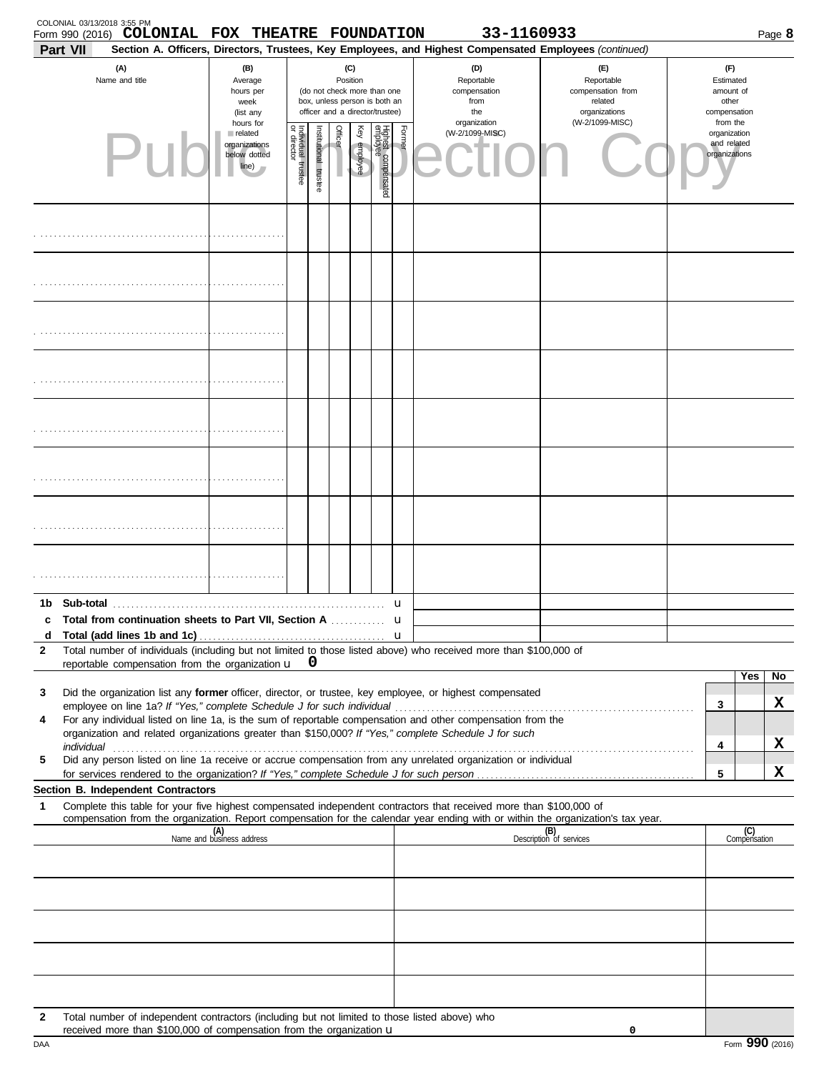COLONIAL 03/13/2018 3:55 PM

Form 990 (2016) **COLONIAL FOX THEATRE FOUNDATION** **33-1160933** Page **8**

**Part VII** **Section A. Officers, Directors, Trustees, Key Employees, and Highest Compensated Employees** *(continued)*

| (A) Name and title | (B) Average hours per week (list any hours for related organizations below dotted line) | (C) Position (do not check more than one box, unless person is both an officer and a director/trustee) | | | | | | (D) Reportable compensation from the organization (W-2/1099-MISC) | (E) Reportable compensation from related organizations (W-2/1099-MISC) | (F) Estimated amount of other compensation from the organization and related organizations |
|---|---|---|---|---|---|---|---|---|---|---|
| | | Individual trustee or director | Institutional trustee | Officer | Key employee | Highest compensated employee | Former | | | |
| | | | | | | | | | | |
| | | | | | | | | | | |
| | | | | | | | | | | |
| | | | | | | | | | | |
| | | | | | | | | | | |
| | | | | | | | | | | |
| | | | | | | | | | | |
| | | | | | | | | | | |

**1b Sub-total** ........ u

**c Total from continuation sheets to Part VII, Section A** ........ u

**d Total (add lines 1b and 1c)** ........ u

**2** Total number of individuals (including but not limited to those listed above) who received more than $100,000 of reportable compensation from the organization u **0**

| | | | Yes | No |
|---|---|---|---|---|
| **3** | Did the organization list any **former** officer, director, or trustee, key employee, or highest compensated employee on line 1a? *If "Yes," complete Schedule J for such individual* | 3 | | X |
| **4** | For any individual listed on line 1a, is the sum of reportable compensation and other compensation from the organization and related organizations greater than $150,000? *If "Yes," complete Schedule J for such individual* | 4 | | X |
| **5** | Did any person listed on line 1a receive or accrue compensation from any unrelated organization or individual for services rendered to the organization? *If "Yes," complete Schedule J for such person* | 5 | | X |

**Section B. Independent Contractors**

**1** Complete this table for your five highest compensated independent contractors that received more than $100,000 of compensation from the organization. Report compensation for the calendar year ending with or within the organization's tax year.

| (A) Name and business address | (B) Description of services | (C) Compensation |
|---|---|---|
| | | |
| | | |
| | | |
| | | |
| | | |

**2** Total number of independent contractors (including but not limited to those listed above) who received more than $100,000 of compensation from the organization u **0**

DAA Form **990** (2016)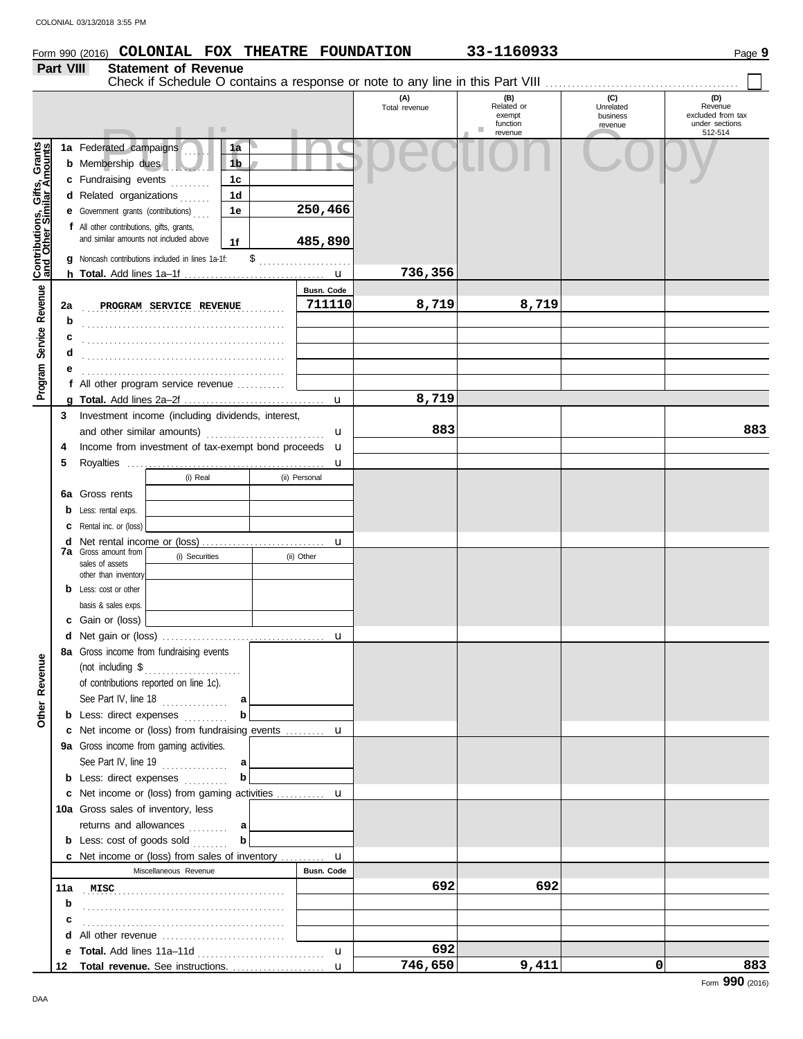Form 990 (2016) **COLONIAL FOX THEATRE FOUNDATION** **33-1160933**

## Part VIII Statement of Revenue

Check if Schedule O contains a response or note to any line in this Part VIII ☐

| | | | | (A) Total revenue | (B) Related or exempt function revenue | (C) Unrelated business revenue | (D) Revenue excluded from tax under sections 512-514 |
|---|---|---|---|---|---|---|---|
| **Contributions, Gifts, Grants and Other Similar Amounts** | 1a Federated campaigns | 1a | | | | | |
| | b Membership dues | 1b | | | | | |
| | c Fundraising events | 1c | | | | | |
| | d Related organizations | 1d | | | | | |
| | e Government grants (contributions) | 1e | 250,466 | | | | |
| | f All other contributions, gifts, grants, and similar amounts not included above | 1f | 485,890 | | | | |
| | g Noncash contributions included in lines 1a-1f: $ | | | | | | |
| | h **Total.** Add lines 1a–1f | | u | 736,356 | | | |
| **Program Service Revenue** | | | Busn. Code | | | | |
| | 2a PROGRAM SERVICE REVENUE | | 711110 | 8,719 | 8,719 | | |
| | b | | | | | | |
| | c | | | | | | |
| | d | | | | | | |
| | e | | | | | | |
| | f All other program service revenue | | | | | | |
| | g **Total.** Add lines 2a–2f | | u | 8,719 | | | |
| **Other Revenue** | 3 Investment income (including dividends, interest, and other similar amounts) | | u | 883 | | | 883 |
| | 4 Income from investment of tax-exempt bond proceeds | | u | | | | |
| | 5 Royalties | | u | | | | |
| | | (i) Real | (ii) Personal | | | | |
| | 6a Gross rents | | | | | | |
| | b Less: rental exps. | | | | | | |
| | c Rental inc. or (loss) | | | | | | |
| | d Net rental income or (loss) | | u | | | | |
| | | (i) Securities | (ii) Other | | | | |
| | 7a Gross amount from sales of assets other than inventory | | | | | | |
| | b Less: cost or other basis & sales exps. | | | | | | |
| | c Gain or (loss) | | | | | | |
| | d Net gain or (loss) | | u | | | | |
| | 8a Gross income from fundraising events (not including $ of contributions reported on line 1c). See Part IV, line 18 | a | | | | | |
| | b Less: direct expenses | b | | | | | |
| | c Net income or (loss) from fundraising events | | u | | | | |
| | 9a Gross income from gaming activities. See Part IV, line 19 | a | | | | | |
| | b Less: direct expenses | b | | | | | |
| | c Net income or (loss) from gaming activities | | u | | | | |
| | 10a Gross sales of inventory, less returns and allowances | a | | | | | |
| | b Less: cost of goods sold | b | | | | | |
| | c Net income or (loss) from sales of inventory | | u | | | | |
| | Miscellaneous Revenue | | Busn. Code | | | | |
| | 11a MISC | | | 692 | 692 | | |
| | b | | | | | | |
| | c | | | | | | |
| | d All other revenue | | | | | | |
| | e **Total.** Add lines 11a–11d | | u | 692 | | | |
| | 12 **Total revenue.** See instructions. | | u | 746,650 | 9,411 | 0 | 883 |

Form **990** (2016)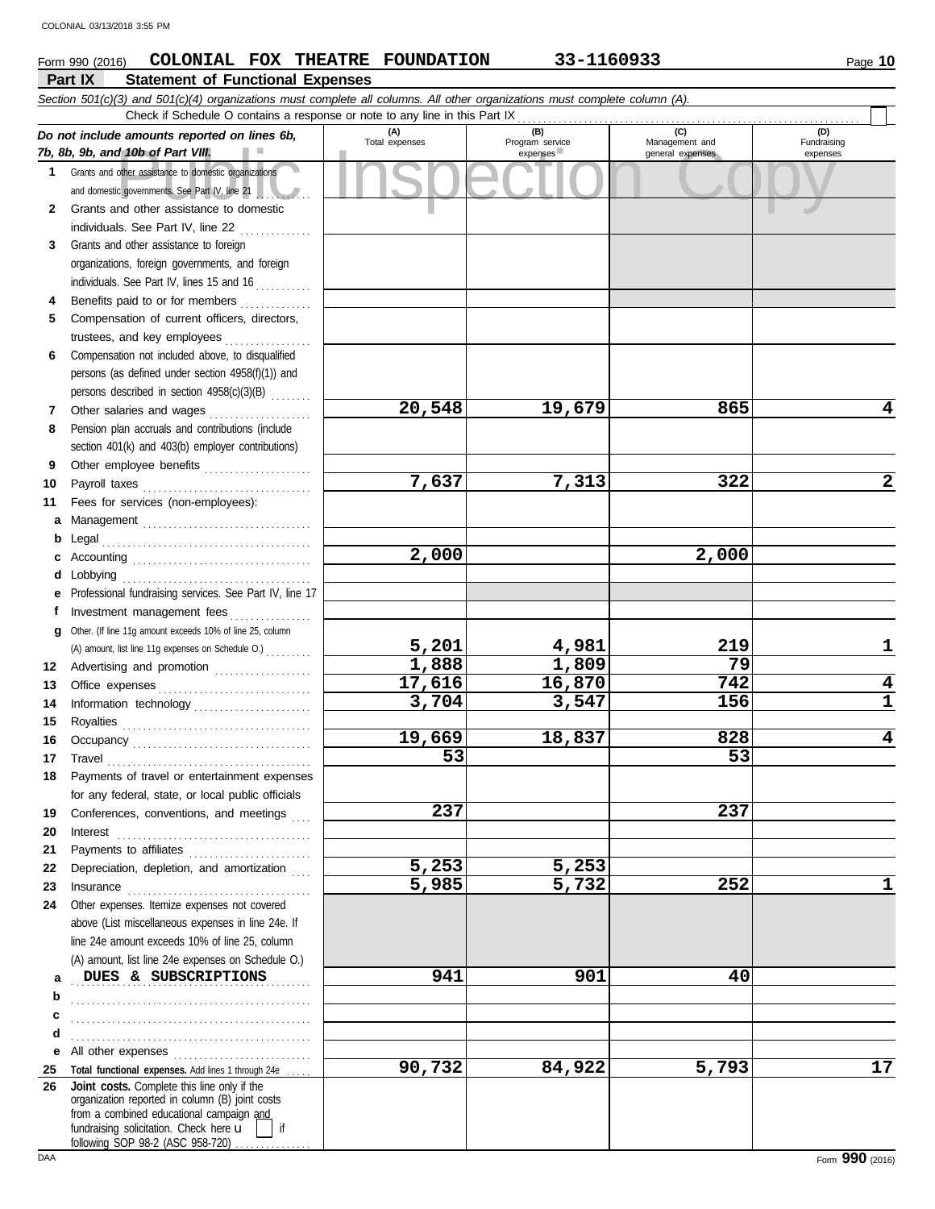Form 990 (2016) **COLONIAL FOX THEATRE FOUNDATION** **33-1160933** Page **10**

## Part IX Statement of Functional Expenses

*Section 501(c)(3) and 501(c)(4) organizations must complete all columns. All other organizations must complete column (A).*

Check if Schedule O contains a response or note to any line in this Part IX

| *Do not include amounts reported on lines 6b, 7b, 8b, 9b, and 10b of Part VIII.* | (A) Total expenses | (B) Program service expenses | (C) Management and general expenses | (D) Fundraising expenses |
|---|---|---|---|---|
| **1** Grants and other assistance to domestic organizations and domestic governments. See Part IV, line 21 | | | | |
| **2** Grants and other assistance to domestic individuals. See Part IV, line 22 | | | | |
| **3** Grants and other assistance to foreign organizations, foreign governments, and foreign individuals. See Part IV, lines 15 and 16 | | | | |
| **4** Benefits paid to or for members | | | | |
| **5** Compensation of current officers, directors, trustees, and key employees | | | | |
| **6** Compensation not included above, to disqualified persons (as defined under section 4958(f)(1)) and persons described in section 4958(c)(3)(B) | | | | |
| **7** Other salaries and wages | 20,548 | 19,679 | 865 | 4 |
| **8** Pension plan accruals and contributions (include section 401(k) and 403(b) employer contributions) | | | | |
| **9** Other employee benefits | | | | |
| **10** Payroll taxes | 7,637 | 7,313 | 322 | 2 |
| **11** Fees for services (non-employees): | | | | |
| **a** Management | | | | |
| **b** Legal | | | | |
| **c** Accounting | 2,000 | | 2,000 | |
| **d** Lobbying | | | | |
| **e** Professional fundraising services. See Part IV, line 17 | | | | |
| **f** Investment management fees | | | | |
| **g** Other. (If line 11g amount exceeds 10% of line 25, column (A) amount, list line 11g expenses on Schedule O.) | 5,201 | 4,981 | 219 | 1 |
| **12** Advertising and promotion | 1,888 | 1,809 | 79 | |
| **13** Office expenses | 17,616 | 16,870 | 742 | 4 |
| **14** Information technology | 3,704 | 3,547 | 156 | 1 |
| **15** Royalties | | | | |
| **16** Occupancy | 19,669 | 18,837 | 828 | 4 |
| **17** Travel | 53 | | 53 | |
| **18** Payments of travel or entertainment expenses for any federal, state, or local public officials | | | | |
| **19** Conferences, conventions, and meetings | 237 | | 237 | |
| **20** Interest | | | | |
| **21** Payments to affiliates | | | | |
| **22** Depreciation, depletion, and amortization | 5,253 | 5,253 | | |
| **23** Insurance | 5,985 | 5,732 | 252 | 1 |
| **24** Other expenses. Itemize expenses not covered above (List miscellaneous expenses in line 24e. If line 24e amount exceeds 10% of line 25, column (A) amount, list line 24e expenses on Schedule O.) | | | | |
| **a** DUES & SUBSCRIPTIONS | 941 | 901 | 40 | |
| **b** | | | | |
| **c** | | | | |
| **d** | | | | |
| **e** All other expenses | | | | |
| **25** **Total functional expenses.** Add lines 1 through 24e | 90,732 | 84,922 | 5,793 | 17 |
| **26** **Joint costs.** Complete this line only if the organization reported in column (B) joint costs from a combined educational campaign and fundraising solicitation. Check here ☐ if following SOP 98-2 (ASC 958-720) | | | | |

Form **990** (2016)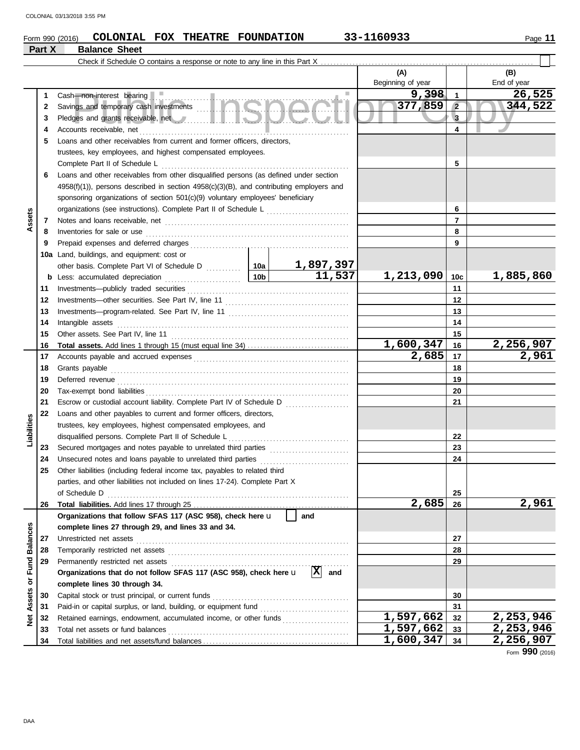Form 990 (2016) **COLONIAL FOX THEATRE FOUNDATION** 33-1160933

## Part X Balance Sheet

Check if Schedule O contains a response or note to any line in this Part X ☐

| | | | | (A) Beginning of year | | (B) End of year |
|---|---|---|---|---|---|---|
| **Assets** | 1 | Cash—non-interest bearing | | 9,398 | 1 | 26,525 |
| | 2 | Savings and temporary cash investments | | 377,859 | 2 | 344,522 |
| | 3 | Pledges and grants receivable, net | | | 3 | |
| | 4 | Accounts receivable, net | | | 4 | |
| | 5 | Loans and other receivables from current and former officers, directors, trustees, key employees, and highest compensated employees. Complete Part II of Schedule L | | | 5 | |
| | 6 | Loans and other receivables from other disqualified persons (as defined under section 4958(f)(1)), persons described in section 4958(c)(3)(B), and contributing employers and sponsoring organizations of section 501(c)(9) voluntary employees' beneficiary organizations (see instructions). Complete Part II of Schedule L | | | 6 | |
| | 7 | Notes and loans receivable, net | | | 7 | |
| | 8 | Inventories for sale or use | | | 8 | |
| | 9 | Prepaid expenses and deferred charges | | | 9 | |
| | 10a | Land, buildings, and equipment: cost or other basis. Complete Part VI of Schedule D | 10a 1,897,397 | | | |
| | b | Less: accumulated depreciation | 10b 11,537 | 1,213,090 | 10c | 1,885,860 |
| | 11 | Investments—publicly traded securities | | | 11 | |
| | 12 | Investments—other securities. See Part IV, line 11 | | | 12 | |
| | 13 | Investments—program-related. See Part IV, line 11 | | | 13 | |
| | 14 | Intangible assets | | | 14 | |
| | 15 | Other assets. See Part IV, line 11 | | | 15 | |
| | 16 | **Total assets.** Add lines 1 through 15 (must equal line 34) | | 1,600,347 | 16 | 2,256,907 |
| **Liabilities** | 17 | Accounts payable and accrued expenses | | 2,685 | 17 | 2,961 |
| | 18 | Grants payable | | | 18 | |
| | 19 | Deferred revenue | | | 19 | |
| | 20 | Tax-exempt bond liabilities | | | 20 | |
| | 21 | Escrow or custodial account liability. Complete Part IV of Schedule D | | | 21 | |
| | 22 | Loans and other payables to current and former officers, directors, trustees, key employees, highest compensated employees, and disqualified persons. Complete Part II of Schedule L | | | 22 | |
| | 23 | Secured mortgages and notes payable to unrelated third parties | | | 23 | |
| | 24 | Unsecured notes and loans payable to unrelated third parties | | | 24 | |
| | 25 | Other liabilities (including federal income tax, payables to related third parties, and other liabilities not included on lines 17-24). Complete Part X of Schedule D | | | 25 | |
| | 26 | **Total liabilities.** Add lines 17 through 25 | | 2,685 | 26 | 2,961 |
| **Net Assets or Fund Balances** | | **Organizations that follow SFAS 117 (ASC 958), check here** ☐ **and complete lines 27 through 29, and lines 33 and 34.** | | | | |
| | 27 | Unrestricted net assets | | | 27 | |
| | 28 | Temporarily restricted net assets | | | 28 | |
| | 29 | Permanently restricted net assets | | | 29 | |
| | | **Organizations that do not follow SFAS 117 (ASC 958), check here** ☒ **and complete lines 30 through 34.** | | | | |
| | 30 | Capital stock or trust principal, or current funds | | | 30 | |
| | 31 | Paid-in or capital surplus, or land, building, or equipment fund | | | 31 | |
| | 32 | Retained earnings, endowment, accumulated income, or other funds | | 1,597,662 | 32 | 2,253,946 |
| | 33 | Total net assets or fund balances | | 1,597,662 | 33 | 2,253,946 |
| | 34 | Total liabilities and net assets/fund balances | | 1,600,347 | 34 | 2,256,907 |

Form **990** (2016)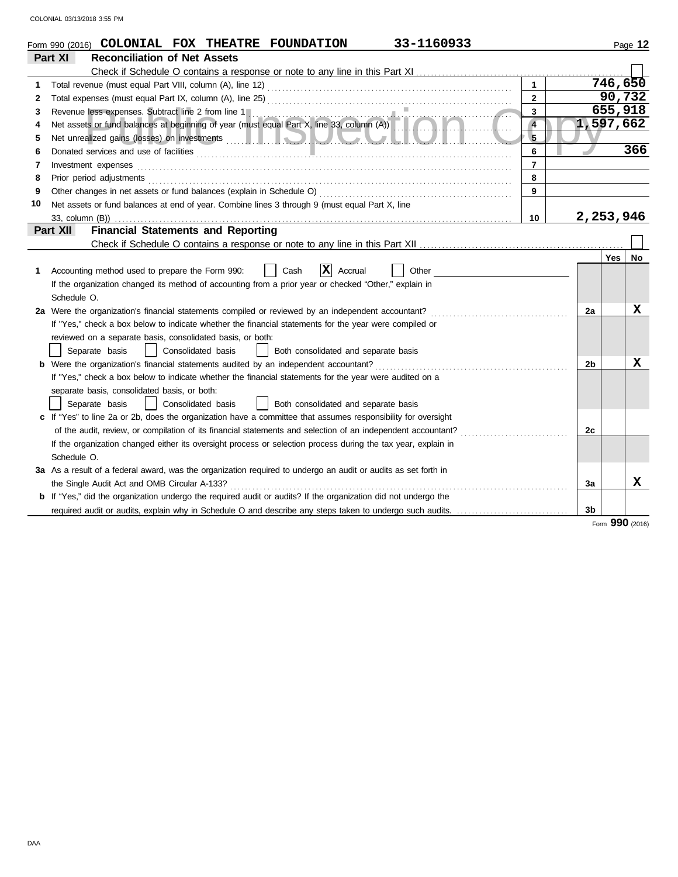Form 990 (2016) **COLONIAL FOX THEATRE FOUNDATION** **33-1160933**

## Part XI Reconciliation of Net Assets

Check if Schedule O contains a response or note to any line in this Part XI ☐

| | | | |
|---|---|---|---|
| 1 | Total revenue (must equal Part VIII, column (A), line 12) | 1 | 746,650 |
| 2 | Total expenses (must equal Part IX, column (A), line 25) | 2 | 90,732 |
| 3 | Revenue less expenses. Subtract line 2 from line 1 | 3 | 655,918 |
| 4 | Net assets or fund balances at beginning of year (must equal Part X, line 33, column (A)) | 4 | 1,597,662 |
| 5 | Net unrealized gains (losses) on investments | 5 | |
| 6 | Donated services and use of facilities | 6 | 366 |
| 7 | Investment expenses | 7 | |
| 8 | Prior period adjustments | 8 | |
| 9 | Other changes in net assets or fund balances (explain in Schedule O) | 9 | |
| 10 | Net assets or fund balances at end of year. Combine lines 3 through 9 (must equal Part X, line 33, column (B)) | 10 | 2,253,946 |

## Part XII Financial Statements and Reporting

Check if Schedule O contains a response or note to any line in this Part XII ☐

| | | | Yes | No |
|---|---|---|---|---|
| 1 | Accounting method used to prepare the Form 990: ☐ Cash ☒ Accrual ☐ Other<br>If the organization changed its method of accounting from a prior year or checked "Other," explain in Schedule O. | | | |
| 2a | Were the organization's financial statements compiled or reviewed by an independent accountant?<br>If "Yes," check a box below to indicate whether the financial statements for the year were compiled or reviewed on a separate basis, consolidated basis, or both:<br>☐ Separate basis ☐ Consolidated basis ☐ Both consolidated and separate basis | 2a | | X |
| b | Were the organization's financial statements audited by an independent accountant?<br>If "Yes," check a box below to indicate whether the financial statements for the year were audited on a separate basis, consolidated basis, or both:<br>☐ Separate basis ☐ Consolidated basis ☐ Both consolidated and separate basis | 2b | | X |
| c | If "Yes" to line 2a or 2b, does the organization have a committee that assumes responsibility for oversight of the audit, review, or compilation of its financial statements and selection of an independent accountant?<br>If the organization changed either its oversight process or selection process during the tax year, explain in Schedule O. | 2c | | |
| 3a | As a result of a federal award, was the organization required to undergo an audit or audits as set forth in the Single Audit Act and OMB Circular A-133? | 3a | | X |
| b | If "Yes," did the organization undergo the required audit or audits? If the organization did not undergo the required audit or audits, explain why in Schedule O and describe any steps taken to undergo such audits. | 3b | | |

Form **990** (2016)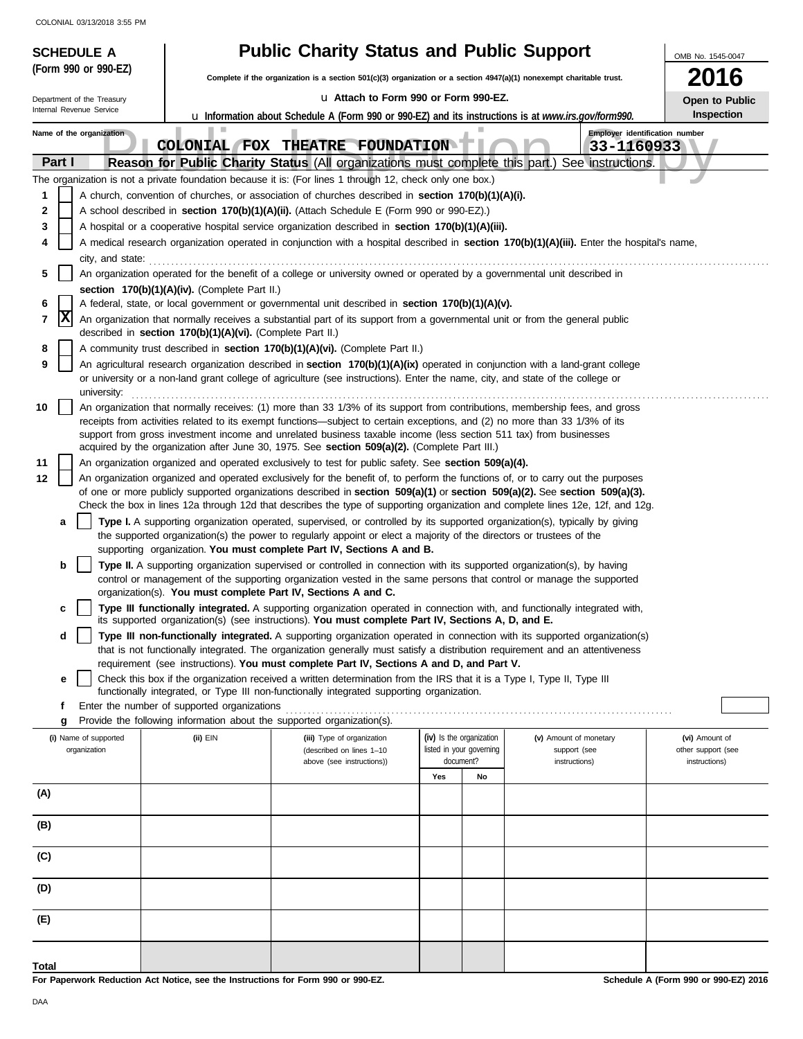COLONIAL 03/13/2018 3:55 PM

**SCHEDULE A**
**(Form 990 or 990-EZ)**

Department of the Treasury
Internal Revenue Service

# Public Charity Status and Public Support

**Complete if the organization is a section 501(c)(3) organization or a section 4947(a)(1) nonexempt charitable trust.**

u **Attach to Form 990 or Form 990-EZ.**

u **Information about Schedule A (Form 990 or 990-EZ) and its instructions is at www.irs.gov/form990.**

OMB No. 1545-0047

**2016**

**Open to Public Inspection**

Name of the organization: **COLONIAL FOX THEATRE FOUNDATION**

Employer identification number: **33-1160933**

Public Inspection Copy

## Part I — Reason for Public Charity Status (All organizations must complete this part.) See instructions.

The organization is not a private foundation because it is: (For lines 1 through 12, check only one box.)

1. [ ] A church, convention of churches, or association of churches described in **section 170(b)(1)(A)(i).**
2. [ ] A school described in **section 170(b)(1)(A)(ii).** (Attach Schedule E (Form 990 or 990-EZ).)
3. [ ] A hospital or a cooperative hospital service organization described in **section 170(b)(1)(A)(iii).**
4. [ ] A medical research organization operated in conjunction with a hospital described in **section 170(b)(1)(A)(iii).** Enter the hospital's name, city, and state: ..........
5. [ ] An organization operated for the benefit of a college or university owned or operated by a governmental unit described in **section 170(b)(1)(A)(iv).** (Complete Part II.)
6. [ ] A federal, state, or local government or governmental unit described in **section 170(b)(1)(A)(v).**
7. [X] An organization that normally receives a substantial part of its support from a governmental unit or from the general public described in **section 170(b)(1)(A)(vi).** (Complete Part II.)
8. [ ] A community trust described in **section 170(b)(1)(A)(vi).** (Complete Part II.)
9. [ ] An agricultural research organization described in **section 170(b)(1)(A)(ix)** operated in conjunction with a land-grant college or university or a non-land grant college of agriculture (see instructions). Enter the name, city, and state of the college or university: ..........
10. [ ] An organization that normally receives: (1) more than 33 1/3% of its support from contributions, membership fees, and gross receipts from activities related to its exempt functions—subject to certain exceptions, and (2) no more than 33 1/3% of its support from gross investment income and unrelated business taxable income (less section 511 tax) from businesses acquired by the organization after June 30, 1975. See **section 509(a)(2).** (Complete Part III.)
11. [ ] An organization organized and operated exclusively to test for public safety. See **section 509(a)(4).**
12. [ ] An organization organized and operated exclusively for the benefit of, to perform the functions of, or to carry out the purposes of one or more publicly supported organizations described in **section 509(a)(1)** or **section 509(a)(2).** See **section 509(a)(3).** Check the box in lines 12a through 12d that describes the type of supporting organization and complete lines 12e, 12f, and 12g.
   - **a** [ ] **Type I.** A supporting organization operated, supervised, or controlled by its supported organization(s), typically by giving the supported organization(s) the power to regularly appoint or elect a majority of the directors or trustees of the supporting organization. **You must complete Part IV, Sections A and B.**
   - **b** [ ] **Type II.** A supporting organization supervised or controlled in connection with its supported organization(s), by having control or management of the supporting organization vested in the same persons that control or manage the supported organization(s). **You must complete Part IV, Sections A and C.**
   - **c** [ ] **Type III functionally integrated.** A supporting organization operated in connection with, and functionally integrated with, its supported organization(s) (see instructions). **You must complete Part IV, Sections A, D, and E.**
   - **d** [ ] **Type III non-functionally integrated.** A supporting organization operated in connection with its supported organization(s) that is not functionally integrated. The organization generally must satisfy a distribution requirement and an attentiveness requirement (see instructions). **You must complete Part IV, Sections A and D, and Part V.**
   - **e** [ ] Check this box if the organization received a written determination from the IRS that it is a Type I, Type II, Type III functionally integrated, or Type III non-functionally integrated supporting organization.
   - **f** Enter the number of supported organizations ..........
   - **g** Provide the following information about the supported organization(s).

| (i) Name of supported organization | (ii) EIN | (iii) Type of organization (described on lines 1–10 above (see instructions)) | (iv) Is the organization listed in your governing document? | | (v) Amount of monetary support (see instructions) | (vi) Amount of other support (see instructions) |
|---|---|---|---|---|---|---|
| | | | Yes | No | | |
| (A) | | | | | | |
| (B) | | | | | | |
| (C) | | | | | | |
| (D) | | | | | | |
| (E) | | | | | | |
| Total | | | | | | |

**For Paperwork Reduction Act Notice, see the Instructions for Form 990 or 990-EZ.**

**Schedule A (Form 990 or 990-EZ) 2016**

DAA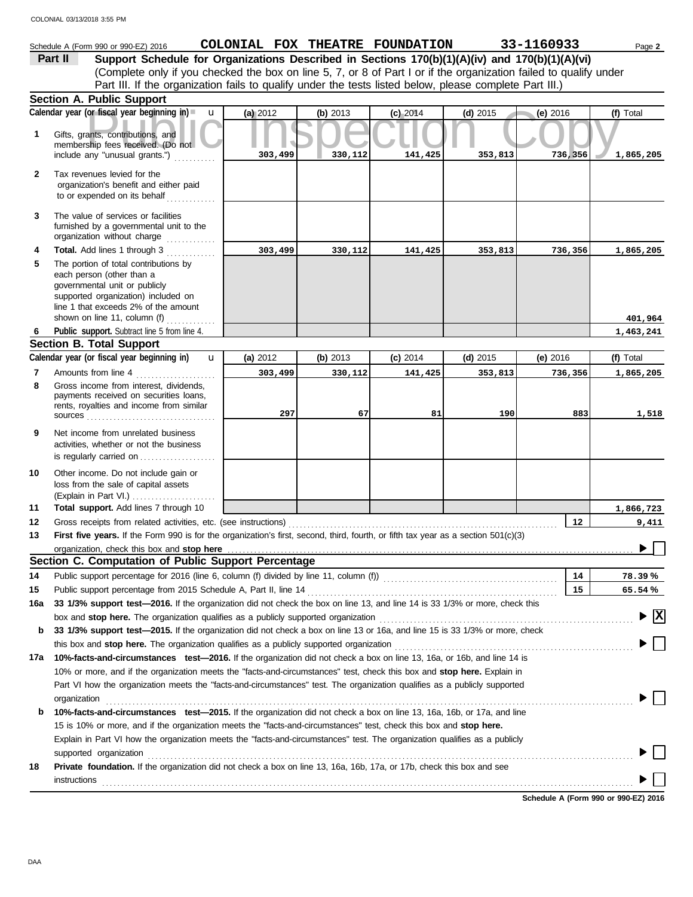Schedule A (Form 990 or 990-EZ) 2016 **COLONIAL FOX THEATRE FOUNDATION** **33-1160933**

**Part II** **Support Schedule for Organizations Described in Sections 170(b)(1)(A)(iv) and 170(b)(1)(A)(vi)**
(Complete only if you checked the box on line 5, 7, or 8 of Part I or if the organization failed to qualify under Part III. If the organization fails to qualify under the tests listed below, please complete Part III.)

## Section A. Public Support

| Calendar year (or fiscal year beginning in) | (a) 2012 | (b) 2013 | (c) 2014 | (d) 2015 | (e) 2016 | (f) Total |
|---|---|---|---|---|---|---|
| **1** Gifts, grants, contributions, and membership fees received. (Do not include any "unusual grants.") | 303,499 | 330,112 | 141,425 | 353,813 | 736,356 | 1,865,205 |
| **2** Tax revenues levied for the organization's benefit and either paid to or expended on its behalf | | | | | | |
| **3** The value of services or facilities furnished by a governmental unit to the organization without charge | | | | | | |
| **4** **Total.** Add lines 1 through 3 | 303,499 | 330,112 | 141,425 | 353,813 | 736,356 | 1,865,205 |
| **5** The portion of total contributions by each person (other than a governmental unit or publicly supported organization) included on line 1 that exceeds 2% of the amount shown on line 11, column (f) | | | | | | 401,964 |
| **6** **Public support.** Subtract line 5 from line 4. | | | | | | 1,463,241 |

## Section B. Total Support

| Calendar year (or fiscal year beginning in) | (a) 2012 | (b) 2013 | (c) 2014 | (d) 2015 | (e) 2016 | (f) Total |
|---|---|---|---|---|---|---|
| **7** Amounts from line 4 | 303,499 | 330,112 | 141,425 | 353,813 | 736,356 | 1,865,205 |
| **8** Gross income from interest, dividends, payments received on securities loans, rents, royalties and income from similar sources | 297 | 67 | 81 | 190 | 883 | 1,518 |
| **9** Net income from unrelated business activities, whether or not the business is regularly carried on | | | | | | |
| **10** Other income. Do not include gain or loss from the sale of capital assets (Explain in Part VI.) | | | | | | |
| **11** **Total support.** Add lines 7 through 10 | | | | | | 1,866,723 |

**12** Gross receipts from related activities, etc. (see instructions) — **12** — 9,411

**13** **First five years.** If the Form 990 is for the organization's first, second, third, fourth, or fifth tax year as a section 501(c)(3) organization, check this box and **stop here** ☐

## Section C. Computation of Public Support Percentage

**14** Public support percentage for 2016 (line 6, column (f) divided by line 11, column (f)) — **14** — 78.39 %

**15** Public support percentage from 2015 Schedule A, Part II, line 14 — **15** — 65.54 %

**16a** **33 1/3% support test—2016.** If the organization did not check the box on line 13, and line 14 is 33 1/3% or more, check this box and **stop here.** The organization qualifies as a publicly supported organization ☒

**b** **33 1/3% support test—2015.** If the organization did not check a box on line 13 or 16a, and line 15 is 33 1/3% or more, check this box and **stop here.** The organization qualifies as a publicly supported organization ☐

**17a** **10%-facts-and-circumstances test—2016.** If the organization did not check a box on line 13, 16a, or 16b, and line 14 is 10% or more, and if the organization meets the "facts-and-circumstances" test, check this box and **stop here.** Explain in Part VI how the organization meets the "facts-and-circumstances" test. The organization qualifies as a publicly supported organization ☐

**b** **10%-facts-and-circumstances test—2015.** If the organization did not check a box on line 13, 16a, 16b, or 17a, and line 15 is 10% or more, and if the organization meets the "facts-and-circumstances" test, check this box and **stop here.** Explain in Part VI how the organization meets the "facts-and-circumstances" test. The organization qualifies as a publicly supported organization ☐

**18** **Private foundation.** If the organization did not check a box on line 13, 16a, 16b, 17a, or 17b, check this box and see instructions ☐

**Schedule A (Form 990 or 990-EZ) 2016**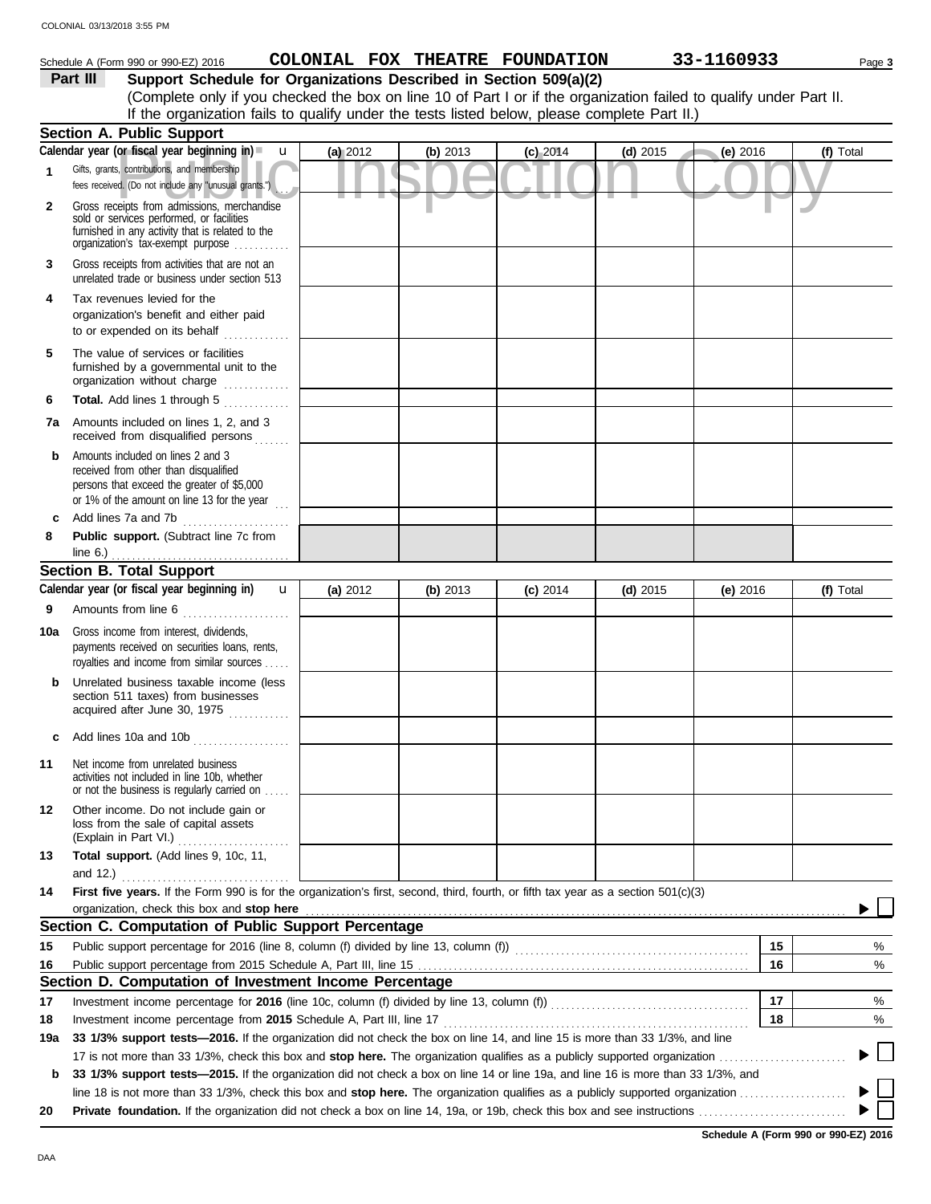Schedule A (Form 990 or 990-EZ) 2016 **COLONIAL FOX THEATRE FOUNDATION** **33-1160933**

## Part III Support Schedule for Organizations Described in Section 509(a)(2)

(Complete only if you checked the box on line 10 of Part I or if the organization failed to qualify under Part II. If the organization fails to qualify under the tests listed below, please complete Part II.)

### Section A. Public Support

| Calendar year (or fiscal year beginning in) | (a) 2012 | (b) 2013 | (c) 2014 | (d) 2015 | (e) 2016 | (f) Total |
|---|---|---|---|---|---|---|
| 1 Gifts, grants, contributions, and membership fees received. (Do not include any "unusual grants.") | | | | | | |
| 2 Gross receipts from admissions, merchandise sold or services performed, or facilities furnished in any activity that is related to the organization's tax-exempt purpose | | | | | | |
| 3 Gross receipts from activities that are not an unrelated trade or business under section 513 | | | | | | |
| 4 Tax revenues levied for the organization's benefit and either paid to or expended on its behalf | | | | | | |
| 5 The value of services or facilities furnished by a governmental unit to the organization without charge | | | | | | |
| 6 **Total.** Add lines 1 through 5 | | | | | | |
| 7a Amounts included on lines 1, 2, and 3 received from disqualified persons | | | | | | |
| b Amounts included on lines 2 and 3 received from other than disqualified persons that exceed the greater of $5,000 or 1% of the amount on line 13 for the year | | | | | | |
| c Add lines 7a and 7b | | | | | | |
| 8 **Public support.** (Subtract line 7c from line 6.) | | | | | | |

### Section B. Total Support

| Calendar year (or fiscal year beginning in) | (a) 2012 | (b) 2013 | (c) 2014 | (d) 2015 | (e) 2016 | (f) Total |
|---|---|---|---|---|---|---|
| 9 Amounts from line 6 | | | | | | |
| 10a Gross income from interest, dividends, payments received on securities loans, rents, royalties and income from similar sources | | | | | | |
| b Unrelated business taxable income (less section 511 taxes) from businesses acquired after June 30, 1975 | | | | | | |
| c Add lines 10a and 10b | | | | | | |
| 11 Net income from unrelated business activities not included in line 10b, whether or not the business is regularly carried on | | | | | | |
| 12 Other income. Do not include gain or loss from the sale of capital assets (Explain in Part VI.) | | | | | | |
| 13 **Total support.** (Add lines 9, 10c, 11, and 12.) | | | | | | |

14 **First five years.** If the Form 990 is for the organization's first, second, third, fourth, or fifth tax year as a section 501(c)(3) organization, check this box and **stop here** ☐

### Section C. Computation of Public Support Percentage

| | | | |
|---|---|---|---|
| 15 | Public support percentage for 2016 (line 8, column (f) divided by line 13, column (f)) | 15 | % |
| 16 | Public support percentage from 2015 Schedule A, Part III, line 15 | 16 | % |

### Section D. Computation of Investment Income Percentage

| | | | |
|---|---|---|---|
| 17 | Investment income percentage for **2016** (line 10c, column (f) divided by line 13, column (f)) | 17 | % |
| 18 | Investment income percentage from **2015** Schedule A, Part III, line 17 | 18 | % |

19a **33 1/3% support tests—2016.** If the organization did not check the box on line 14, and line 15 is more than 33 1/3%, and line 17 is not more than 33 1/3%, check this box and **stop here.** The organization qualifies as a publicly supported organization ☐

b **33 1/3% support tests—2015.** If the organization did not check a box on line 14 or line 19a, and line 16 is more than 33 1/3%, and line 18 is not more than 33 1/3%, check this box and **stop here.** The organization qualifies as a publicly supported organization ☐

20 **Private foundation.** If the organization did not check a box on line 14, 19a, or 19b, check this box and see instructions ☐

**Schedule A (Form 990 or 990-EZ) 2016**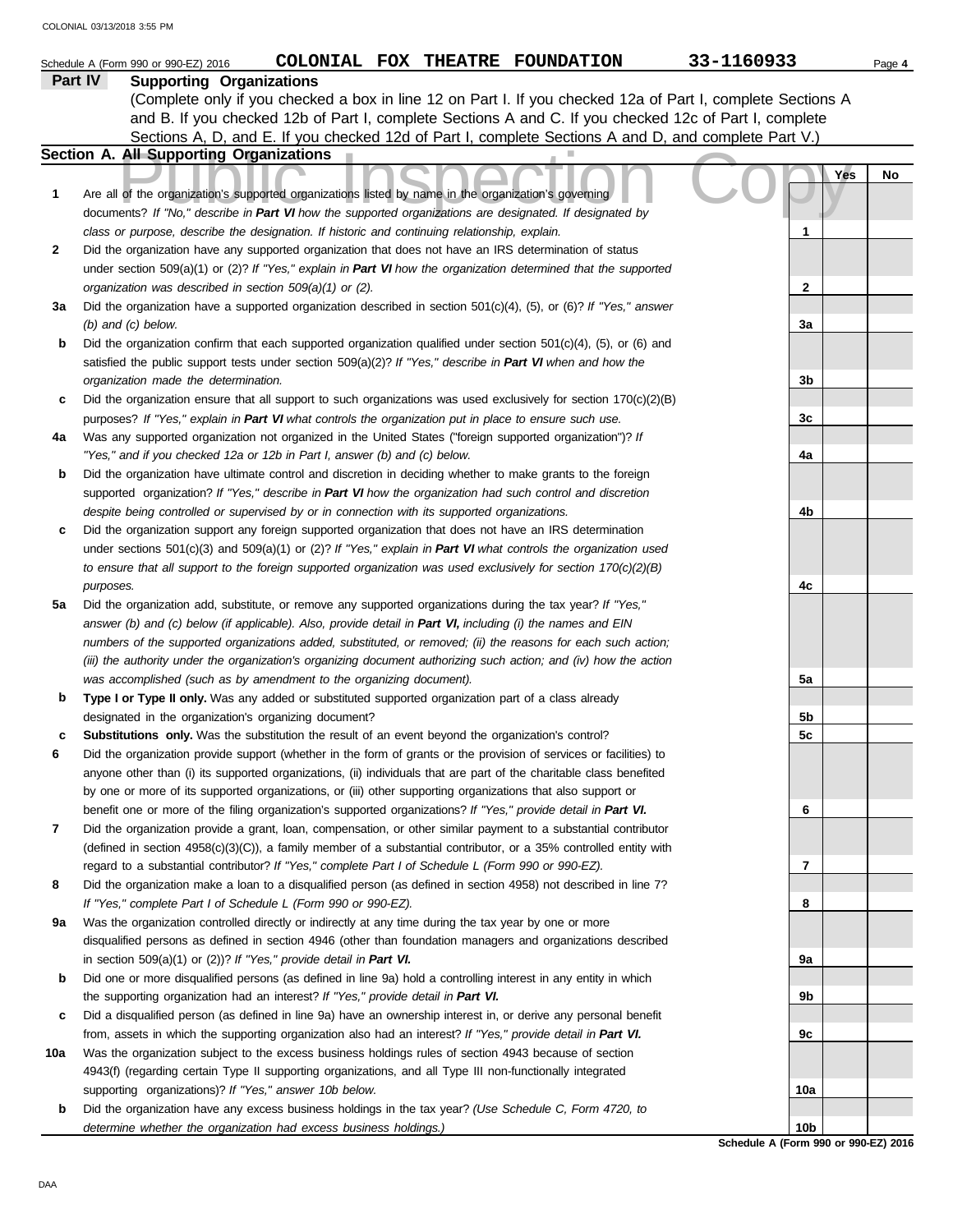Schedule A (Form 990 or 990-EZ) 2016 **COLONIAL FOX THEATRE FOUNDATION** **33-1160933**

## Part IV Supporting Organizations

(Complete only if you checked a box in line 12 on Part I. If you checked 12a of Part I, complete Sections A and B. If you checked 12b of Part I, complete Sections A and C. If you checked 12c of Part I, complete Sections A, D, and E. If you checked 12d of Part I, complete Sections A and D, and complete Part V.)

### Section A. All Supporting Organizations

| | | Line | Yes | No |
|---|---|---|---|---|
| **1** | Are all of the organization's supported organizations listed by name in the organization's governing documents? *If "No," describe in **Part VI** how the supported organizations are designated. If designated by class or purpose, describe the designation. If historic and continuing relationship, explain.* | 1 | | |
| **2** | Did the organization have any supported organization that does not have an IRS determination of status under section 509(a)(1) or (2)? *If "Yes," explain in **Part VI** how the organization determined that the supported organization was described in section 509(a)(1) or (2).* | 2 | | |
| **3a** | Did the organization have a supported organization described in section 501(c)(4), (5), or (6)? *If "Yes," answer (b) and (c) below.* | 3a | | |
| **b** | Did the organization confirm that each supported organization qualified under section 501(c)(4), (5), or (6) and satisfied the public support tests under section 509(a)(2)? *If "Yes," describe in **Part VI** when and how the organization made the determination.* | 3b | | |
| **c** | Did the organization ensure that all support to such organizations was used exclusively for section 170(c)(2)(B) purposes? *If "Yes," explain in **Part VI** what controls the organization put in place to ensure such use.* | 3c | | |
| **4a** | Was any supported organization not organized in the United States ("foreign supported organization")? *If "Yes," and if you checked 12a or 12b in Part I, answer (b) and (c) below.* | 4a | | |
| **b** | Did the organization have ultimate control and discretion in deciding whether to make grants to the foreign supported organization? *If "Yes," describe in **Part VI** how the organization had such control and discretion despite being controlled or supervised by or in connection with its supported organizations.* | 4b | | |
| **c** | Did the organization support any foreign supported organization that does not have an IRS determination under sections 501(c)(3) and 509(a)(1) or (2)? *If "Yes," explain in **Part VI** what controls the organization used to ensure that all support to the foreign supported organization was used exclusively for section 170(c)(2)(B) purposes.* | 4c | | |
| **5a** | Did the organization add, substitute, or remove any supported organizations during the tax year? *If "Yes," answer (b) and (c) below (if applicable). Also, provide detail in **Part VI,** including (i) the names and EIN numbers of the supported organizations added, substituted, or removed; (ii) the reasons for each such action; (iii) the authority under the organization's organizing document authorizing such action; and (iv) how the action was accomplished (such as by amendment to the organizing document).* | 5a | | |
| **b** | **Type I or Type II only.** Was any added or substituted supported organization part of a class already designated in the organization's organizing document? | 5b | | |
| **c** | **Substitutions only.** Was the substitution the result of an event beyond the organization's control? | 5c | | |
| **6** | Did the organization provide support (whether in the form of grants or the provision of services or facilities) to anyone other than (i) its supported organizations, (ii) individuals that are part of the charitable class benefited by one or more of its supported organizations, or (iii) other supporting organizations that also support or benefit one or more of the filing organization's supported organizations? *If "Yes," provide detail in **Part VI.*** | 6 | | |
| **7** | Did the organization provide a grant, loan, compensation, or other similar payment to a substantial contributor (defined in section 4958(c)(3)(C)), a family member of a substantial contributor, or a 35% controlled entity with regard to a substantial contributor? *If "Yes," complete Part I of Schedule L (Form 990 or 990-EZ).* | 7 | | |
| **8** | Did the organization make a loan to a disqualified person (as defined in section 4958) not described in line 7? *If "Yes," complete Part I of Schedule L (Form 990 or 990-EZ).* | 8 | | |
| **9a** | Was the organization controlled directly or indirectly at any time during the tax year by one or more disqualified persons as defined in section 4946 (other than foundation managers and organizations described in section 509(a)(1) or (2))? *If "Yes," provide detail in **Part VI.*** | 9a | | |
| **b** | Did one or more disqualified persons (as defined in line 9a) hold a controlling interest in any entity in which the supporting organization had an interest? *If "Yes," provide detail in **Part VI.*** | 9b | | |
| **c** | Did a disqualified person (as defined in line 9a) have an ownership interest in, or derive any personal benefit from, assets in which the supporting organization also had an interest? *If "Yes," provide detail in **Part VI.*** | 9c | | |
| **10a** | Was the organization subject to the excess business holdings rules of section 4943 because of section 4943(f) (regarding certain Type II supporting organizations, and all Type III non-functionally integrated supporting organizations)? *If "Yes," answer 10b below.* | 10a | | |
| **b** | Did the organization have any excess business holdings in the tax year? *(Use Schedule C, Form 4720, to determine whether the organization had excess business holdings.)* | 10b | | |

**Schedule A (Form 990 or 990-EZ) 2016**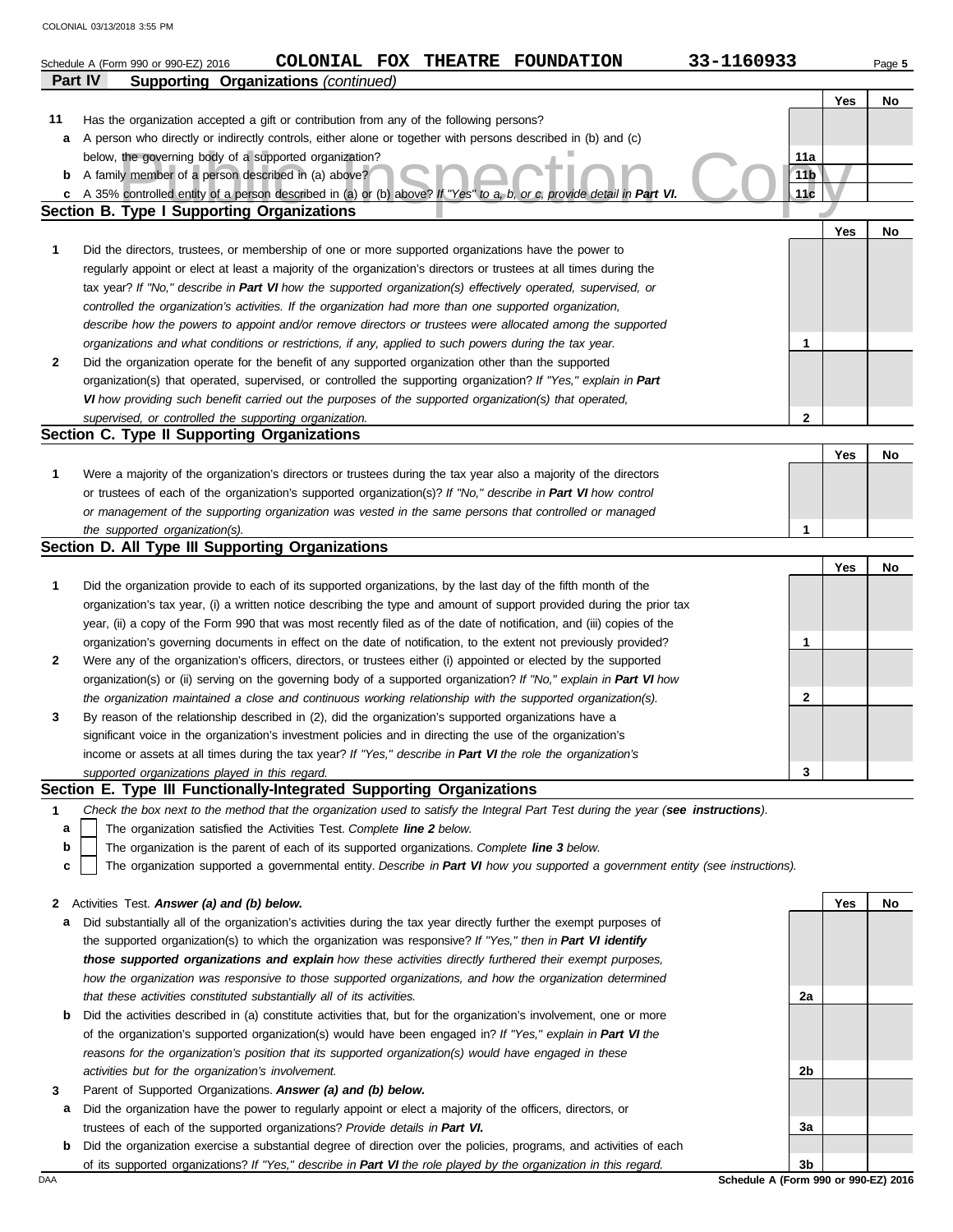Schedule A (Form 990 or 990-EZ) 2016 **COLONIAL FOX THEATRE FOUNDATION** **33-1160933** Page **5**

**Part IV Supporting Organizations** *(continued)*

| | | | Yes | No |
|---|---|---|---|---|
| **11** | Has the organization accepted a gift or contribution from any of the following persons? | | | |
| **a** | A person who directly or indirectly controls, either alone or together with persons described in (b) and (c) below, the governing body of a supported organization? | **11a** | | |
| **b** | A family member of a person described in (a) above? | **11b** | | |
| **c** | A 35% controlled entity of a person described in (a) or (b) above? *If "Yes" to a, b, or c, provide detail in* ***Part VI.*** | **11c** | | |

## Section B. Type I Supporting Organizations

| | | | Yes | No |
|---|---|---|---|---|
| **1** | Did the directors, trustees, or membership of one or more supported organizations have the power to regularly appoint or elect at least a majority of the organization's directors or trustees at all times during the tax year? *If "No," describe in* ***Part VI*** *how the supported organization(s) effectively operated, supervised, or controlled the organization's activities. If the organization had more than one supported organization, describe how the powers to appoint and/or remove directors or trustees were allocated among the supported organizations and what conditions or restrictions, if any, applied to such powers during the tax year.* | **1** | | |
| **2** | Did the organization operate for the benefit of any supported organization other than the supported organization(s) that operated, supervised, or controlled the supporting organization? *If "Yes," explain in* ***Part VI*** *how providing such benefit carried out the purposes of the supported organization(s) that operated, supervised, or controlled the supporting organization.* | **2** | | |

## Section C. Type II Supporting Organizations

| | | | Yes | No |
|---|---|---|---|---|
| **1** | Were a majority of the organization's directors or trustees during the tax year also a majority of the directors or trustees of each of the organization's supported organization(s)? *If "No," describe in* ***Part VI*** *how control or management of the supporting organization was vested in the same persons that controlled or managed the supported organization(s).* | **1** | | |

## Section D. All Type III Supporting Organizations

| | | | Yes | No |
|---|---|---|---|---|
| **1** | Did the organization provide to each of its supported organizations, by the last day of the fifth month of the organization's tax year, (i) a written notice describing the type and amount of support provided during the prior tax year, (ii) a copy of the Form 990 that was most recently filed as of the date of notification, and (iii) copies of the organization's governing documents in effect on the date of notification, to the extent not previously provided? | **1** | | |
| **2** | Were any of the organization's officers, directors, or trustees either (i) appointed or elected by the supported organization(s) or (ii) serving on the governing body of a supported organization? *If "No," explain in* ***Part VI*** *how the organization maintained a close and continuous working relationship with the supported organization(s).* | **2** | | |
| **3** | By reason of the relationship described in (2), did the organization's supported organizations have a significant voice in the organization's investment policies and in directing the use of the organization's income or assets at all times during the tax year? *If "Yes," describe in* ***Part VI*** *the role the organization's supported organizations played in this regard.* | **3** | | |

## Section E. Type III Functionally-Integrated Supporting Organizations

**1** *Check the box next to the method that the organization used to satisfy the Integral Part Test during the year (**see instructions**).*

- **a** ☐ The organization satisfied the Activities Test. *Complete* ***line 2*** *below.*
- **b** ☐ The organization is the parent of each of its supported organizations. *Complete* ***line 3*** *below.*
- **c** ☐ The organization supported a governmental entity. *Describe in* ***Part VI*** *how you supported a government entity (see instructions).*

| | | | Yes | No |
|---|---|---|---|---|
| **2** | Activities Test. ***Answer (a) and (b) below.*** | | | |
| **a** | Did substantially all of the organization's activities during the tax year directly further the exempt purposes of the supported organization(s) to which the organization was responsive? *If "Yes," then in* ***Part VI identify those supported organizations and explain*** *how these activities directly furthered their exempt purposes, how the organization was responsive to those supported organizations, and how the organization determined that these activities constituted substantially all of its activities.* | **2a** | | |
| **b** | Did the activities described in (a) constitute activities that, but for the organization's involvement, one or more of the organization's supported organization(s) would have been engaged in? *If "Yes," explain in* ***Part VI*** *the reasons for the organization's position that its supported organization(s) would have engaged in these activities but for the organization's involvement.* | **2b** | | |
| **3** | Parent of Supported Organizations. ***Answer (a) and (b) below.*** | | | |
| **a** | Did the organization have the power to regularly appoint or elect a majority of the officers, directors, or trustees of each of the supported organizations? *Provide details in* ***Part VI.*** | **3a** | | |
| **b** | Did the organization exercise a substantial degree of direction over the policies, programs, and activities of each of its supported organizations? *If "Yes," describe in* ***Part VI*** *the role played by the organization in this regard.* | **3b** | | |

**Schedule A (Form 990 or 990-EZ) 2016**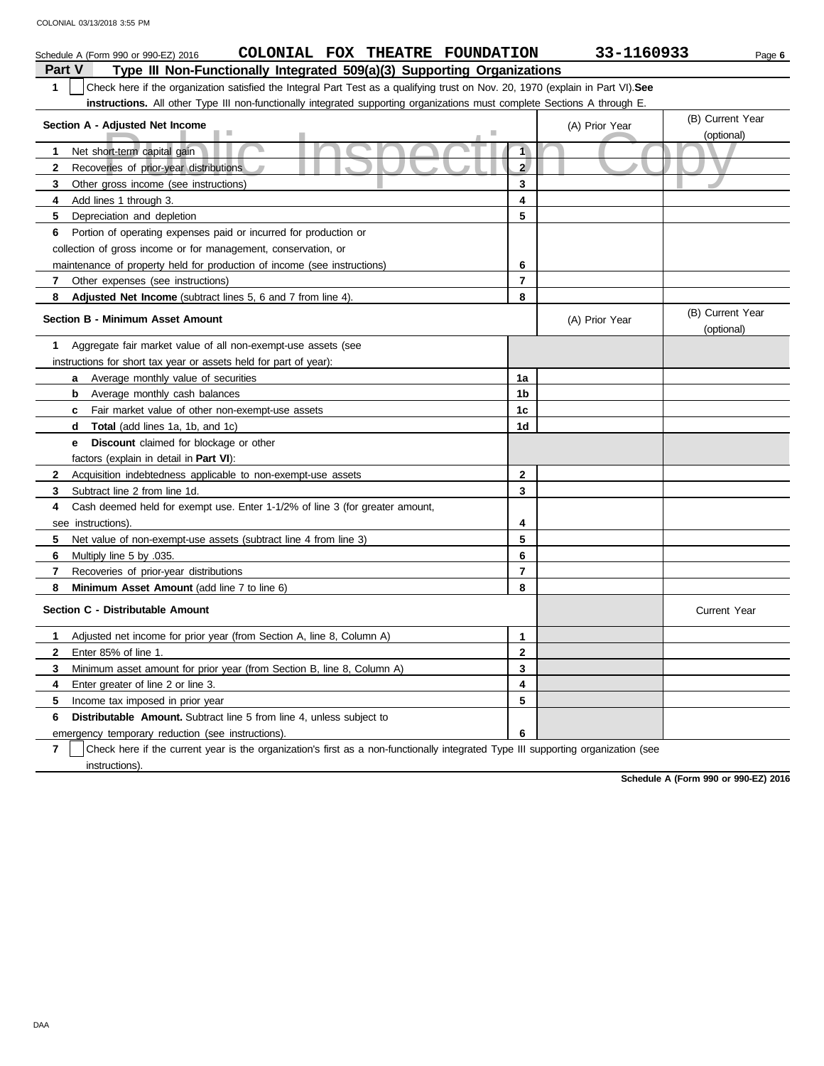COLONIAL 03/13/2018 3:55 PM

Schedule A (Form 990 or 990-EZ) 2016 **COLONIAL FOX THEATRE FOUNDATION** **33-1160933** Page **6**

## Part V Type III Non-Functionally Integrated 509(a)(3) Supporting Organizations

**1** ☐ Check here if the organization satisfied the Integral Part Test as a qualifying trust on Nov. 20, 1970 (explain in Part VI). **See instructions.** All other Type III non-functionally integrated supporting organizations must complete Sections A through E.

| **Section A - Adjusted Net Income** | | (A) Prior Year | (B) Current Year (optional) |
|---|---|---|---|
| **1** Net short-term capital gain | 1 | | |
| **2** Recoveries of prior-year distributions | 2 | | |
| **3** Other gross income (see instructions) | 3 | | |
| **4** Add lines 1 through 3. | 4 | | |
| **5** Depreciation and depletion | 5 | | |
| **6** Portion of operating expenses paid or incurred for production or collection of gross income or for management, conservation, or maintenance of property held for production of income (see instructions) | 6 | | |
| **7** Other expenses (see instructions) | 7 | | |
| **8** **Adjusted Net Income** (subtract lines 5, 6 and 7 from line 4). | 8 | | |

| **Section B - Minimum Asset Amount** | | (A) Prior Year | (B) Current Year (optional) |
|---|---|---|---|
| **1** Aggregate fair market value of all non-exempt-use assets (see instructions for short tax year or assets held for part of year): | | | |
| **a** Average monthly value of securities | 1a | | |
| **b** Average monthly cash balances | 1b | | |
| **c** Fair market value of other non-exempt-use assets | 1c | | |
| **d** **Total** (add lines 1a, 1b, and 1c) | 1d | | |
| **e** **Discount** claimed for blockage or other factors (explain in detail in **Part VI**): | | | |
| **2** Acquisition indebtedness applicable to non-exempt-use assets | 2 | | |
| **3** Subtract line 2 from line 1d. | 3 | | |
| **4** Cash deemed held for exempt use. Enter 1-1/2% of line 3 (for greater amount, see instructions). | 4 | | |
| **5** Net value of non-exempt-use assets (subtract line 4 from line 3) | 5 | | |
| **6** Multiply line 5 by .035. | 6 | | |
| **7** Recoveries of prior-year distributions | 7 | | |
| **8** **Minimum Asset Amount** (add line 7 to line 6) | 8 | | |

| **Section C - Distributable Amount** | | | Current Year |
|---|---|---|---|
| **1** Adjusted net income for prior year (from Section A, line 8, Column A) | 1 | | |
| **2** Enter 85% of line 1. | 2 | | |
| **3** Minimum asset amount for prior year (from Section B, line 8, Column A) | 3 | | |
| **4** Enter greater of line 2 or line 3. | 4 | | |
| **5** Income tax imposed in prior year | 5 | | |
| **6** **Distributable Amount.** Subtract line 5 from line 4, unless subject to emergency temporary reduction (see instructions). | 6 | | |

**7** ☐ Check here if the current year is the organization's first as a non-functionally integrated Type III supporting organization (see instructions).

**Schedule A (Form 990 or 990-EZ) 2016**

DAA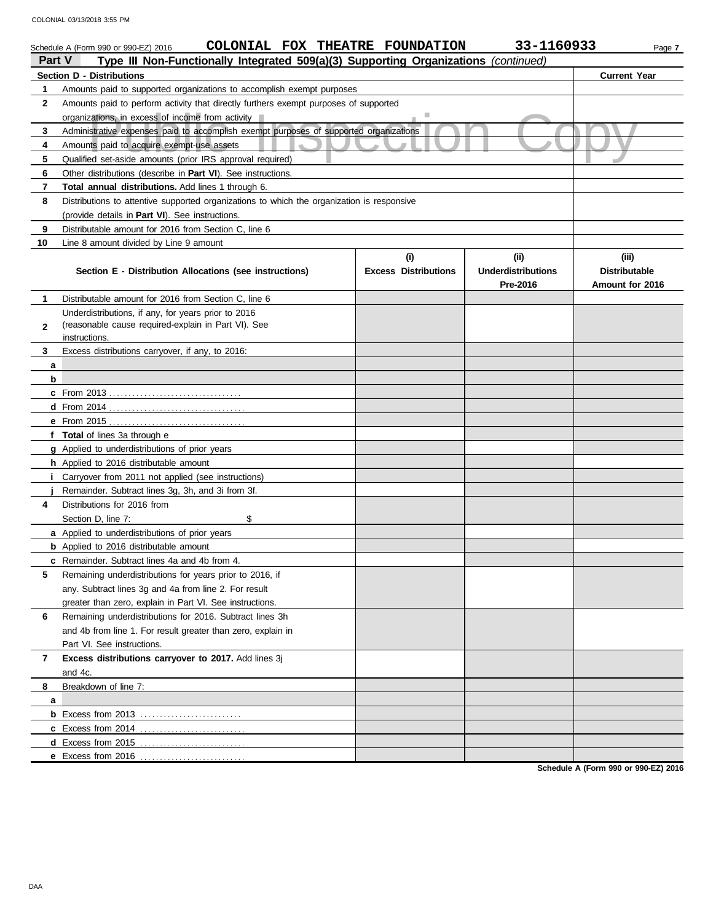Schedule A (Form 990 or 990-EZ) 2016 COLONIAL FOX THEATRE FOUNDATION 33-1160933

## Part V Type III Non-Functionally Integrated 509(a)(3) Supporting Organizations *(continued)*

| **Section D - Distributions** | | **Current Year** |
|---|---|---|
| 1 | Amounts paid to supported organizations to accomplish exempt purposes | |
| 2 | Amounts paid to perform activity that directly furthers exempt purposes of supported organizations, in excess of income from activity | |
| 3 | Administrative expenses paid to accomplish exempt purposes of supported organizations | |
| 4 | Amounts paid to acquire exempt-use assets | |
| 5 | Qualified set-aside amounts (prior IRS approval required) | |
| 6 | Other distributions (describe in **Part VI**). See instructions. | |
| 7 | **Total annual distributions.** Add lines 1 through 6. | |
| 8 | Distributions to attentive supported organizations to which the organization is responsive (provide details in **Part VI**). See instructions. | |
| 9 | Distributable amount for 2016 from Section C, line 6 | |
| 10 | Line 8 amount divided by Line 9 amount | |

| | **Section E - Distribution Allocations (see instructions)** | **(i) Excess Distributions** | **(ii) Underdistributions Pre-2016** | **(iii) Distributable Amount for 2016** |
|---|---|---|---|---|
| 1 | Distributable amount for 2016 from Section C, line 6 | | | |
| 2 | Underdistributions, if any, for years prior to 2016 (reasonable cause required-explain in Part VI). See instructions. | | | |
| 3 | Excess distributions carryover, if any, to 2016: | | | |
| a | | | | |
| b | | | | |
| c | From 2013 | | | |
| d | From 2014 | | | |
| e | From 2015 | | | |
| f | **Total** of lines 3a through e | | | |
| g | Applied to underdistributions of prior years | | | |
| h | Applied to 2016 distributable amount | | | |
| i | Carryover from 2011 not applied (see instructions) | | | |
| j | Remainder. Subtract lines 3g, 3h, and 3i from 3f. | | | |
| 4 | Distributions for 2016 from Section D, line 7: $ | | | |
| a | Applied to underdistributions of prior years | | | |
| b | Applied to 2016 distributable amount | | | |
| c | Remainder. Subtract lines 4a and 4b from 4. | | | |
| 5 | Remaining underdistributions for years prior to 2016, if any. Subtract lines 3g and 4a from line 2. For result greater than zero, explain in Part VI. See instructions. | | | |
| 6 | Remaining underdistributions for 2016. Subtract lines 3h and 4b from line 1. For result greater than zero, explain in Part VI. See instructions. | | | |
| 7 | **Excess distributions carryover to 2017.** Add lines 3j and 4c. | | | |
| 8 | Breakdown of line 7: | | | |
| a | | | | |
| b | Excess from 2013 | | | |
| c | Excess from 2014 | | | |
| d | Excess from 2015 | | | |
| e | Excess from 2016 | | | |

Schedule A (Form 990 or 990-EZ) 2016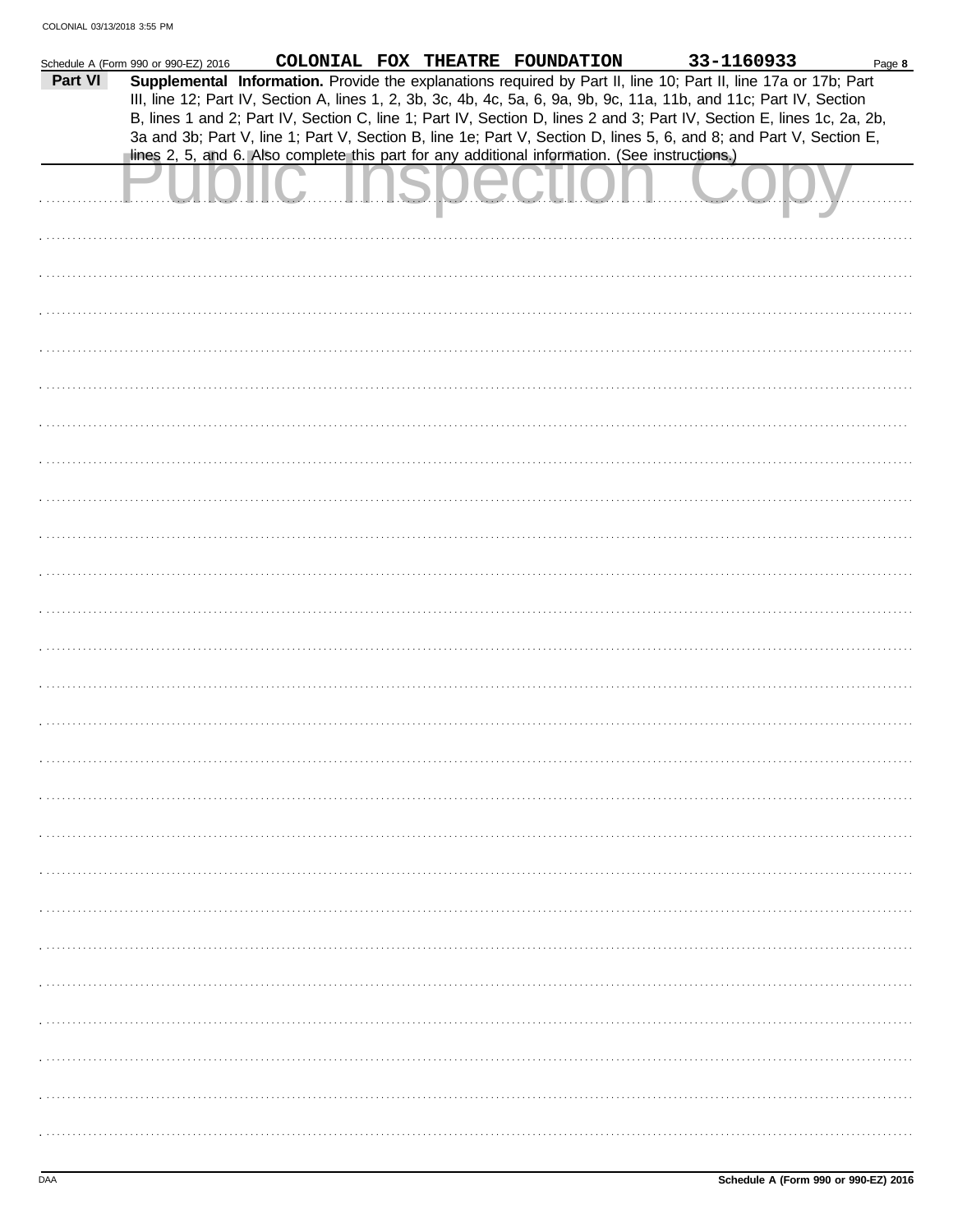Schedule A (Form 990 or 990-EZ) 2016 COLONIAL FOX THEATRE FOUNDATION 33-1160933 Page **8**

**Part VI** **Supplemental Information.** Provide the explanations required by Part II, line 10; Part II, line 17a or 17b; Part III, line 12; Part IV, Section A, lines 1, 2, 3b, 3c, 4b, 4c, 5a, 6, 9a, 9b, 9c, 11a, 11b, and 11c; Part IV, Section B, lines 1 and 2; Part IV, Section C, line 1; Part IV, Section D, lines 2 and 3; Part IV, Section E, lines 1c, 2a, 2b, 3a and 3b; Part V, line 1; Part V, Section B, line 1e; Part V, Section D, lines 5, 6, and 8; and Part V, Section E, lines 2, 5, and 6. Also complete this part for any additional information. (See instructions.)

Public Inspection Copy

DAA **Schedule A (Form 990 or 990-EZ) 2016**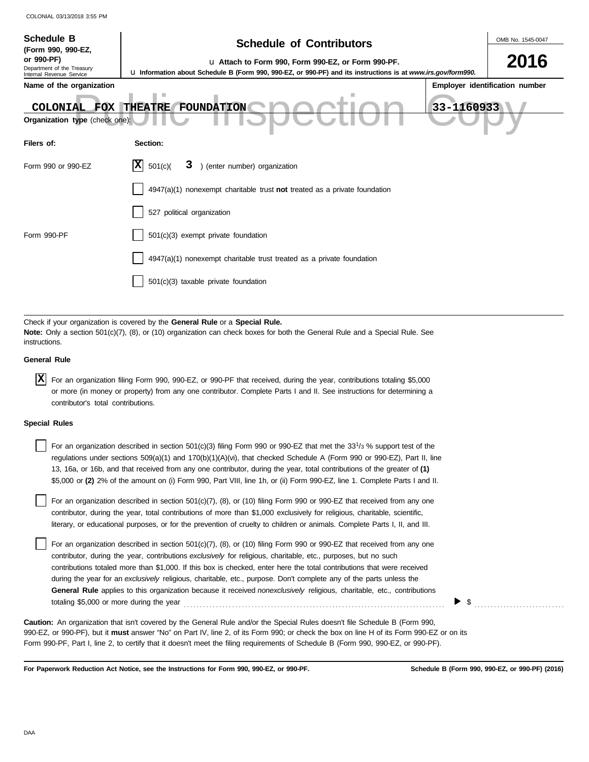**Schedule B**
**(Form 990, 990-EZ, or 990-PF)**
Department of the Treasury
Internal Revenue Service

# Schedule of Contributors

u **Attach to Form 990, Form 990-EZ, or Form 990-PF.**

u **Information about Schedule B (Form 990, 990-EZ, or 990-PF) and its instructions is at *www.irs.gov/form990.***

OMB No. 1545-0047

**2016**

**Name of the organization**: COLONIAL FOX THEATRE FOUNDATION

**Employer identification number**: 33-1160933

**Organization type** (check one):

| Filers of: | Section: |
|---|---|
| Form 990 or 990-EZ | [X] 501(c)( 3 ) (enter number) organization |
| | [ ] 4947(a)(1) nonexempt charitable trust **not** treated as a private foundation |
| | [ ] 527 political organization |
| Form 990-PF | [ ] 501(c)(3) exempt private foundation |
| | [ ] 4947(a)(1) nonexempt charitable trust treated as a private foundation |
| | [ ] 501(c)(3) taxable private foundation |

Check if your organization is covered by the **General Rule** or a **Special Rule.**

**Note:** Only a section 501(c)(7), (8), or (10) organization can check boxes for both the General Rule and a Special Rule. See instructions.

**General Rule**

[X] For an organization filing Form 990, 990-EZ, or 990-PF that received, during the year, contributions totaling $5,000 or more (in money or property) from any one contributor. Complete Parts I and II. See instructions for determining a contributor's total contributions.

**Special Rules**

[ ] For an organization described in section 501(c)(3) filing Form 990 or 990-EZ that met the $33^{1}/_{3}$ % support test of the regulations under sections 509(a)(1) and 170(b)(1)(A)(vi), that checked Schedule A (Form 990 or 990-EZ), Part II, line 13, 16a, or 16b, and that received from any one contributor, during the year, total contributions of the greater of **(1)** $5,000 or **(2)** 2% of the amount on (i) Form 990, Part VIII, line 1h, or (ii) Form 990-EZ, line 1. Complete Parts I and II.

[ ] For an organization described in section 501(c)(7), (8), or (10) filing Form 990 or 990-EZ that received from any one contributor, during the year, total contributions of more than $1,000 exclusively for religious, charitable, scientific, literary, or educational purposes, or for the prevention of cruelty to children or animals. Complete Parts I, II, and III.

[ ] For an organization described in section 501(c)(7), (8), or (10) filing Form 990 or 990-EZ that received from any one contributor, during the year, contributions *exclusively* for religious, charitable, etc., purposes, but no such contributions totaled more than $1,000. If this box is checked, enter here the total contributions that were received during the year for an *exclusively* religious, charitable, etc., purpose. Don't complete any of the parts unless the **General Rule** applies to this organization because it received *nonexclusively* religious, charitable, etc., contributions totaling $5,000 or more during the year . . . . . . . . . . . . . . . . . . . . . . . . . . . . . . ▶ $ . . . . . . . . . . . .

**Caution:** An organization that isn't covered by the General Rule and/or the Special Rules doesn't file Schedule B (Form 990, 990-EZ, or 990-PF), but it **must** answer "No" on Part IV, line 2, of its Form 990; or check the box on line H of its Form 990-EZ or on its Form 990-PF, Part I, line 2, to certify that it doesn't meet the filing requirements of Schedule B (Form 990, 990-EZ, or 990-PF).

**For Paperwork Reduction Act Notice, see the Instructions for Form 990, 990-EZ, or 990-PF.** **Schedule B (Form 990, 990-EZ, or 990-PF) (2016)**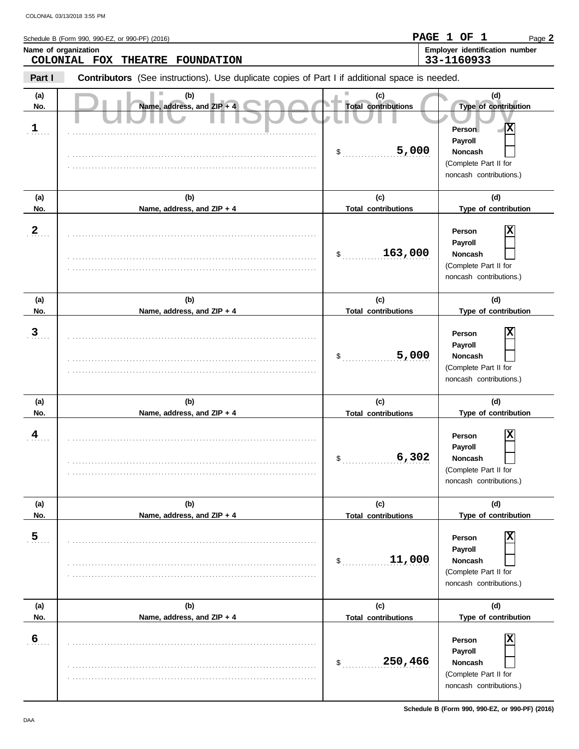Schedule B (Form 990, 990-EZ, or 990-PF) (2016)

**Name of organization**
COLONIAL FOX THEATRE FOUNDATION

**Employer identification number**
33-1160933

**Part I** **Contributors** (See instructions). Use duplicate copies of Part I if additional space is needed.

Public Inspection Copy

| (a) No. | (b) Name, address, and ZIP + 4 | (c) Total contributions | (d) Type of contribution |
|---|---|---|---|
| 1 | | $ 5,000 | Person [X] Payroll [ ] Noncash [ ] (Complete Part II for noncash contributions.) |
| 2 | | $ 163,000 | Person [X] Payroll [ ] Noncash [ ] (Complete Part II for noncash contributions.) |
| 3 | | $ 5,000 | Person [X] Payroll [ ] Noncash [ ] (Complete Part II for noncash contributions.) |
| 4 | | $ 6,302 | Person [X] Payroll [ ] Noncash [ ] (Complete Part II for noncash contributions.) |
| 5 | | $ 11,000 | Person [X] Payroll [ ] Noncash [ ] (Complete Part II for noncash contributions.) |
| 6 | | $ 250,466 | Person [X] Payroll [ ] Noncash [ ] (Complete Part II for noncash contributions.) |

Schedule B (Form 990, 990-EZ, or 990-PF) (2016)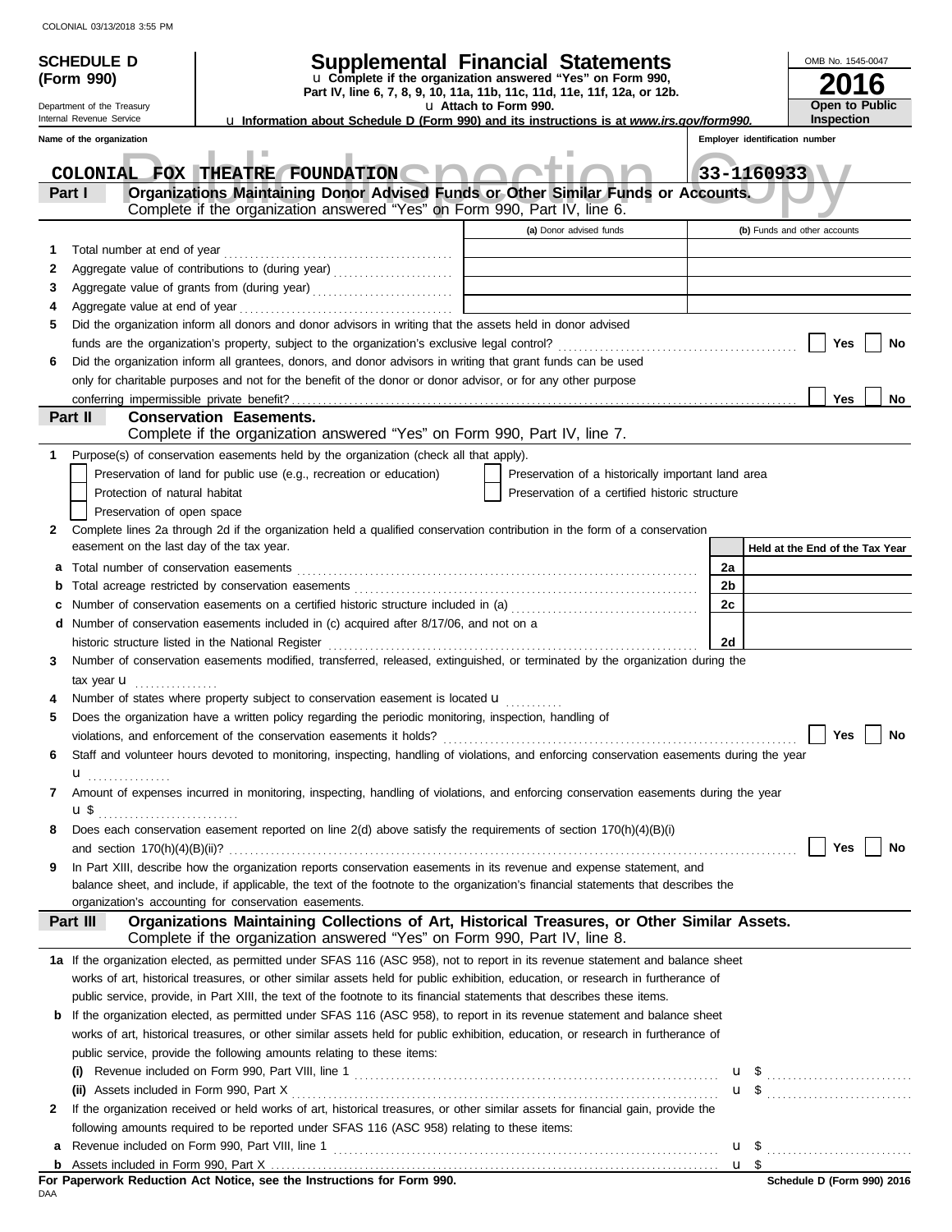**SCHEDULE D (Form 990)**

Department of the Treasury
Internal Revenue Service

# Supplemental Financial Statements

u Complete if the organization answered "Yes" on Form 990, Part IV, line 6, 7, 8, 9, 10, 11a, 11b, 11c, 11d, 11e, 11f, 12a, or 12b.

u Attach to Form 990.

u Information about Schedule D (Form 990) and its instructions is at www.irs.gov/form990.

OMB No. 1545-0047

**2016**

**Open to Public Inspection**

Name of the organization: COLONIAL FOX THEATRE FOUNDATION

Employer identification number: 33-1160933

## Part I Organizations Maintaining Donor Advised Funds or Other Similar Funds or Accounts.

Complete if the organization answered "Yes" on Form 990, Part IV, line 6.

| | | (a) Donor advised funds | (b) Funds and other accounts |
|---|---|---|---|
| 1 | Total number at end of year | | |
| 2 | Aggregate value of contributions to (during year) | | |
| 3 | Aggregate value of grants from (during year) | | |
| 4 | Aggregate value at end of year | | |

5 Did the organization inform all donors and donor advisors in writing that the assets held in donor advised funds are the organization's property, subject to the organization's exclusive legal control? ☐ Yes ☐ No

6 Did the organization inform all grantees, donors, and donor advisors in writing that grant funds can be used only for charitable purposes and not for the benefit of the donor or donor advisor, or for any other purpose conferring impermissible private benefit? ☐ Yes ☐ No

## Part II Conservation Easements.

Complete if the organization answered "Yes" on Form 990, Part IV, line 7.

1 Purpose(s) of conservation easements held by the organization (check all that apply).

- ☐ Preservation of land for public use (e.g., recreation or education)
- ☐ Protection of natural habitat
- ☐ Preservation of open space
- ☐ Preservation of a historically important land area
- ☐ Preservation of a certified historic structure

2 Complete lines 2a through 2d if the organization held a qualified conservation contribution in the form of a conservation easement on the last day of the tax year.

| | | | Held at the End of the Tax Year |
|---|---|---|---|
| a | Total number of conservation easements | 2a | |
| b | Total acreage restricted by conservation easements | 2b | |
| c | Number of conservation easements on a certified historic structure included in (a) | 2c | |
| d | Number of conservation easements included in (c) acquired after 8/17/06, and not on a historic structure listed in the National Register | 2d | |

3 Number of conservation easements modified, transferred, released, extinguished, or terminated by the organization during the tax year u

4 Number of states where property subject to conservation easement is located u

5 Does the organization have a written policy regarding the periodic monitoring, inspection, handling of violations, and enforcement of the conservation easements it holds? ☐ Yes ☐ No

6 Staff and volunteer hours devoted to monitoring, inspecting, handling of violations, and enforcing conservation easements during the year u

7 Amount of expenses incurred in monitoring, inspecting, handling of violations, and enforcing conservation easements during the year u $

8 Does each conservation easement reported on line 2(d) above satisfy the requirements of section 170(h)(4)(B)(i) and section 170(h)(4)(B)(ii)? ☐ Yes ☐ No

9 In Part XIII, describe how the organization reports conservation easements in its revenue and expense statement, and balance sheet, and include, if applicable, the text of the footnote to the organization's financial statements that describes the organization's accounting for conservation easements.

## Part III Organizations Maintaining Collections of Art, Historical Treasures, or Other Similar Assets.

Complete if the organization answered "Yes" on Form 990, Part IV, line 8.

1a If the organization elected, as permitted under SFAS 116 (ASC 958), not to report in its revenue statement and balance sheet works of art, historical treasures, or other similar assets held for public exhibition, education, or research in furtherance of public service, provide, in Part XIII, the text of the footnote to its financial statements that describes these items.

b If the organization elected, as permitted under SFAS 116 (ASC 958), to report in its revenue statement and balance sheet works of art, historical treasures, or other similar assets held for public exhibition, education, or research in furtherance of public service, provide the following amounts relating to these items:

(i) Revenue included on Form 990, Part VIII, line 1 u $

(ii) Assets included in Form 990, Part X u $

2 If the organization received or held works of art, historical treasures, or other similar assets for financial gain, provide the following amounts required to be reported under SFAS 116 (ASC 958) relating to these items:

a Revenue included on Form 990, Part VIII, line 1 u $

b Assets included in Form 990, Part X u $

**For Paperwork Reduction Act Notice, see the Instructions for Form 990.**

DAA

Schedule D (Form 990) 2016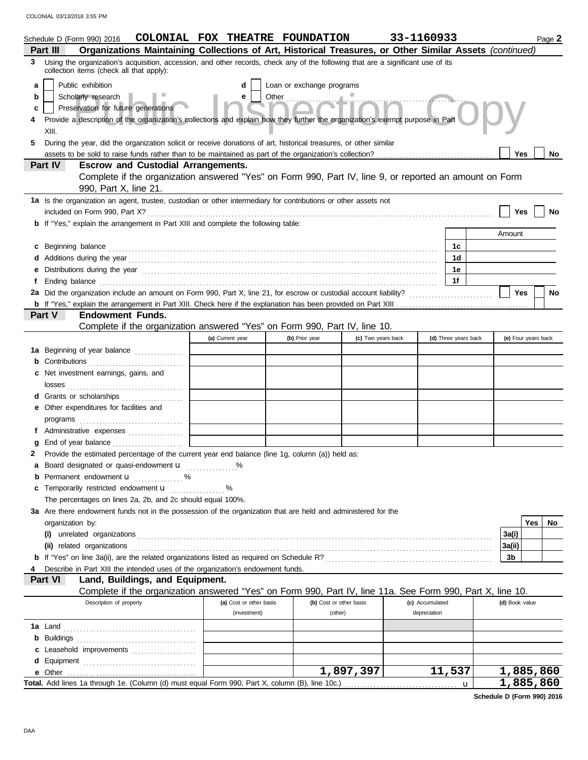Schedule D (Form 990) 2016 **COLONIAL FOX THEATRE FOUNDATION** **33-1160933** Page **2**

**Part III** **Organizations Maintaining Collections of Art, Historical Treasures, or Other Similar Assets** *(continued)*

**3** Using the organization's acquisition, accession, and other records, check any of the following that are a significant use of its collection items (check all that apply):

- **a** ☐ Public exhibition
- **b** ☐ Scholarly research
- **c** ☐ Preservation for future generations
- **d** ☐ Loan or exchange programs
- **e** ☐ Other

**4** Provide a description of the organization's collections and explain how they further the organization's exempt purpose in Part XIII.

**5** During the year, did the organization solicit or receive donations of art, historical treasures, or other similar assets to be sold to raise funds rather than to be maintained as part of the organization's collection? ☐ Yes ☐ No

**Part IV** **Escrow and Custodial Arrangements.**
Complete if the organization answered "Yes" on Form 990, Part IV, line 9, or reported an amount on Form 990, Part X, line 21.

**1a** Is the organization an agent, trustee, custodian or other intermediary for contributions or other assets not included on Form 990, Part X? ☐ Yes ☐ No

**b** If "Yes," explain the arrangement in Part XIII and complete the following table:

| | | | Amount |
|---|---|---|---|
| **c** | Beginning balance | 1c | |
| **d** | Additions during the year | 1d | |
| **e** | Distributions during the year | 1e | |
| **f** | Ending balance | 1f | |

**2a** Did the organization include an amount on Form 990, Part X, line 21, for escrow or custodial account liability? ☐ Yes ☐ No

**b** If "Yes," explain the arrangement in Part XIII. Check here if the explanation has been provided on Part XIII ☐

**Part V** **Endowment Funds.**
Complete if the organization answered "Yes" on Form 990, Part IV, line 10.

| | (a) Current year | (b) Prior year | (c) Two years back | (d) Three years back | (e) Four years back |
|---|---|---|---|---|---|
| **1a** Beginning of year balance | | | | | |
| **b** Contributions | | | | | |
| **c** Net investment earnings, gains, and losses | | | | | |
| **d** Grants or scholarships | | | | | |
| **e** Other expenditures for facilities and programs | | | | | |
| **f** Administrative expenses | | | | | |
| **g** End of year balance | | | | | |

**2** Provide the estimated percentage of the current year end balance (line 1g, column (a)) held as:

- **a** Board designated or quasi-endowment ........ %
- **b** Permanent endowment ........ %
- **c** Temporarily restricted endowment ........ %

The percentages on lines 2a, 2b, and 2c should equal 100%.

**3a** Are there endowment funds not in the possession of the organization that are held and administered for the organization by:

| | | Yes | No |
|---|---|---|---|
| **(i)** unrelated organizations | 3a(i) | | |
| **(ii)** related organizations | 3a(ii) | | |
| **b** If "Yes" on line 3a(ii), are the related organizations listed as required on Schedule R? | 3b | | |

**4** Describe in Part XIII the intended uses of the organization's endowment funds.

**Part VI** **Land, Buildings, and Equipment.**
Complete if the organization answered "Yes" on Form 990, Part IV, line 11a. See Form 990, Part X, line 10.

| Description of property | (a) Cost or other basis (investment) | (b) Cost or other basis (other) | (c) Accumulated depreciation | (d) Book value |
|---|---|---|---|---|
| **1a** Land | | | | |
| **b** Buildings | | | | |
| **c** Leasehold improvements | | | | |
| **d** Equipment | | | | |
| **e** Other | | 1,897,397 | 11,537 | 1,885,860 |
| **Total.** Add lines 1a through 1e. (Column (d) must equal Form 990, Part X, column (B), line 10c.) | | | | 1,885,860 |

**Schedule D (Form 990) 2016**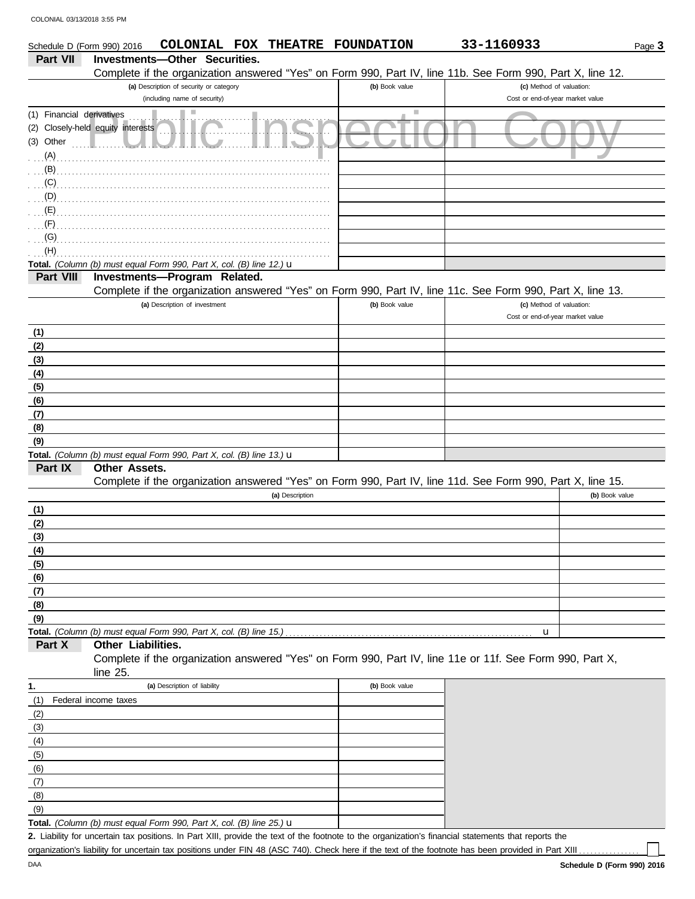Schedule D (Form 990) 2016 **COLONIAL FOX THEATRE FOUNDATION** **33-1160933** Page **3**

**Part VII Investments—Other Securities.**

Complete if the organization answered "Yes" on Form 990, Part IV, line 11b. See Form 990, Part X, line 12.

| (a) Description of security or category (including name of security) | (b) Book value | (c) Method of valuation: Cost or end-of-year market value |
|---|---|---|
| (1) Financial derivatives | | |
| (2) Closely-held equity interests | | |
| (3) Other | | |
| (A) | | |
| (B) | | |
| (C) | | |
| (D) | | |
| (E) | | |
| (F) | | |
| (G) | | |
| (H) | | |
| **Total.** *(Column (b) must equal Form 990, Part X, col. (B) line 12.)* u | | |

**Part VIII Investments—Program Related.**

Complete if the organization answered "Yes" on Form 990, Part IV, line 11c. See Form 990, Part X, line 13.

| (a) Description of investment | (b) Book value | (c) Method of valuation: Cost or end-of-year market value |
|---|---|---|
| (1) | | |
| (2) | | |
| (3) | | |
| (4) | | |
| (5) | | |
| (6) | | |
| (7) | | |
| (8) | | |
| (9) | | |
| **Total.** *(Column (b) must equal Form 990, Part X, col. (B) line 13.)* u | | |

**Part IX Other Assets.**

Complete if the organization answered "Yes" on Form 990, Part IV, line 11d. See Form 990, Part X, line 15.

| (a) Description | (b) Book value |
|---|---|
| (1) | |
| (2) | |
| (3) | |
| (4) | |
| (5) | |
| (6) | |
| (7) | |
| (8) | |
| (9) | |
| **Total.** *(Column (b) must equal Form 990, Part X, col. (B) line 15.)* u | |

**Part X Other Liabilities.**

Complete if the organization answered "Yes" on Form 990, Part IV, line 11e or 11f. See Form 990, Part X, line 25.

| 1. (a) Description of liability | (b) Book value |
|---|---|
| (1) Federal income taxes | |
| (2) | |
| (3) | |
| (4) | |
| (5) | |
| (6) | |
| (7) | |
| (8) | |
| (9) | |
| **Total.** *(Column (b) must equal Form 990, Part X, col. (B) line 25.)* u | |

**2.** Liability for uncertain tax positions. In Part XIII, provide the text of the footnote to the organization's financial statements that reports the organization's liability for uncertain tax positions under FIN 48 (ASC 740). Check here if the text of the footnote has been provided in Part XIII ☐

**Schedule D (Form 990) 2016**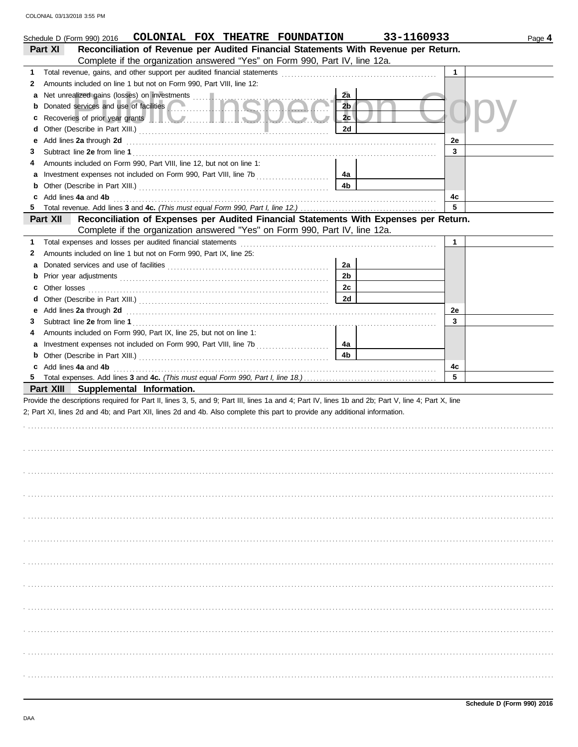Schedule D (Form 990) 2016 **COLONIAL FOX THEATRE FOUNDATION** **33-1160933** Page **4**

## Part XI Reconciliation of Revenue per Audited Financial Statements With Revenue per Return.

Complete if the organization answered "Yes" on Form 990, Part IV, line 12a.

| | | | | | |
|---|---|---|---|---|---|
| **1** | Total revenue, gains, and other support per audited financial statements | | | 1 | |
| **2** | Amounts included on line 1 but not on Form 990, Part VIII, line 12: | | | | |
| **a** | Net unrealized gains (losses) on investments | 2a | | | |
| **b** | Donated services and use of facilities | 2b | | | |
| **c** | Recoveries of prior year grants | 2c | | | |
| **d** | Other (Describe in Part XIII.) | 2d | | | |
| **e** | Add lines **2a** through **2d** | | | 2e | |
| **3** | Subtract line **2e** from line **1** | | | 3 | |
| **4** | Amounts included on Form 990, Part VIII, line 12, but not on line 1: | | | | |
| **a** | Investment expenses not included on Form 990, Part VIII, line 7b | 4a | | | |
| **b** | Other (Describe in Part XIII.) | 4b | | | |
| **c** | Add lines **4a** and **4b** | | | 4c | |
| **5** | Total revenue. Add lines **3** and **4c.** *(This must equal Form 990, Part I, line 12.)* | | | 5 | |

## Part XII Reconciliation of Expenses per Audited Financial Statements With Expenses per Return.

Complete if the organization answered "Yes" on Form 990, Part IV, line 12a.

| | | | | | |
|---|---|---|---|---|---|
| **1** | Total expenses and losses per audited financial statements | | | 1 | |
| **2** | Amounts included on line 1 but not on Form 990, Part IX, line 25: | | | | |
| **a** | Donated services and use of facilities | 2a | | | |
| **b** | Prior year adjustments | 2b | | | |
| **c** | Other losses | 2c | | | |
| **d** | Other (Describe in Part XIII.) | 2d | | | |
| **e** | Add lines **2a** through **2d** | | | 2e | |
| **3** | Subtract line **2e** from line **1** | | | 3 | |
| **4** | Amounts included on Form 990, Part IX, line 25, but not on line 1: | | | | |
| **a** | Investment expenses not included on Form 990, Part VIII, line 7b | 4a | | | |
| **b** | Other (Describe in Part XIII.) | 4b | | | |
| **c** | Add lines **4a** and **4b** | | | 4c | |
| **5** | Total expenses. Add lines **3** and **4c.** *(This must equal Form 990, Part I, line 18.)* | | | 5 | |

## Part XIII Supplemental Information.

Provide the descriptions required for Part II, lines 3, 5, and 9; Part III, lines 1a and 4; Part IV, lines 1b and 2b; Part V, line 4; Part X, line 2; Part XI, lines 2d and 4b; and Part XII, lines 2d and 4b. Also complete this part to provide any additional information.

**Schedule D (Form 990) 2016**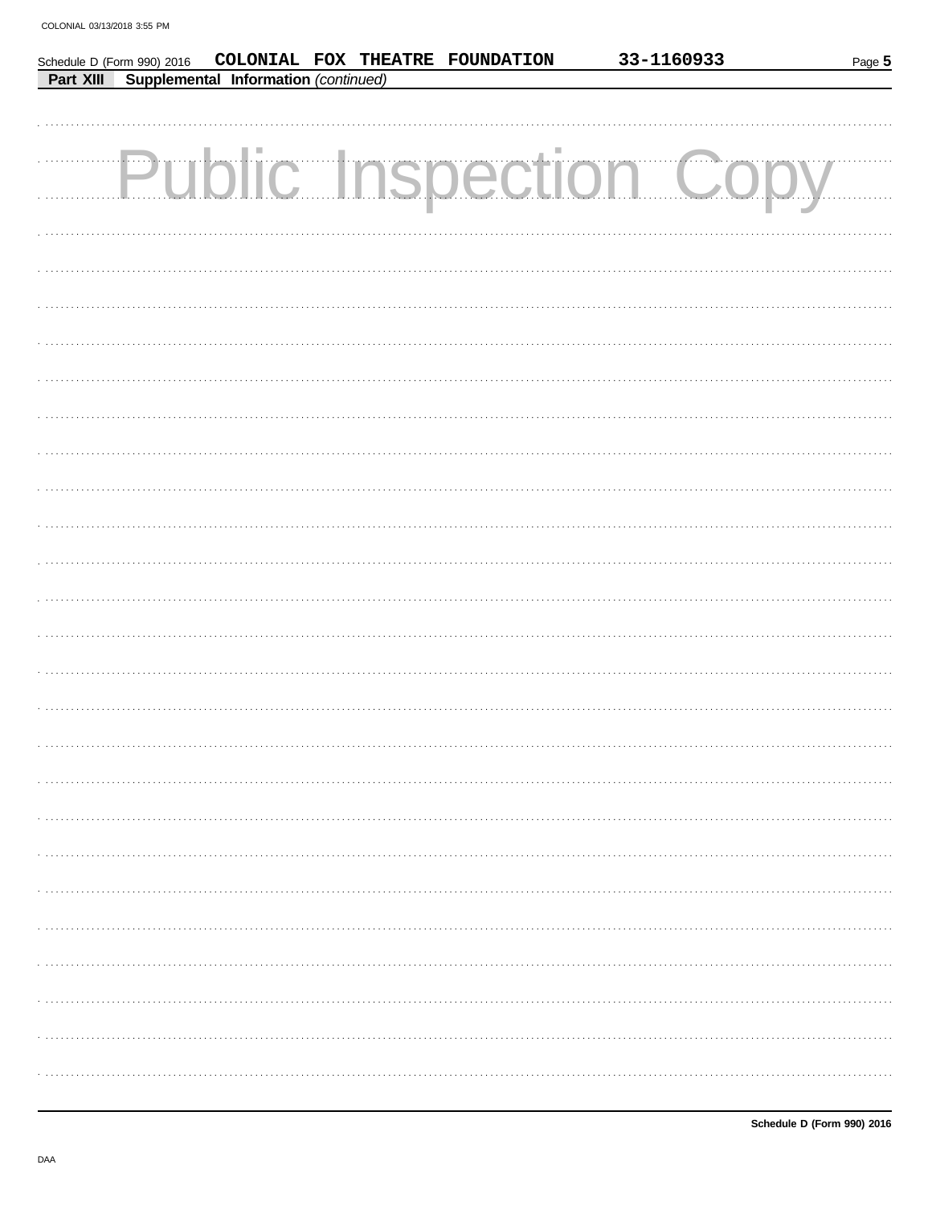Schedule D (Form 990) 2016 COLONIAL FOX THEATRE FOUNDATION 33-1160933

**Part XIII Supplemental Information** *(continued)*

Public Inspection Copy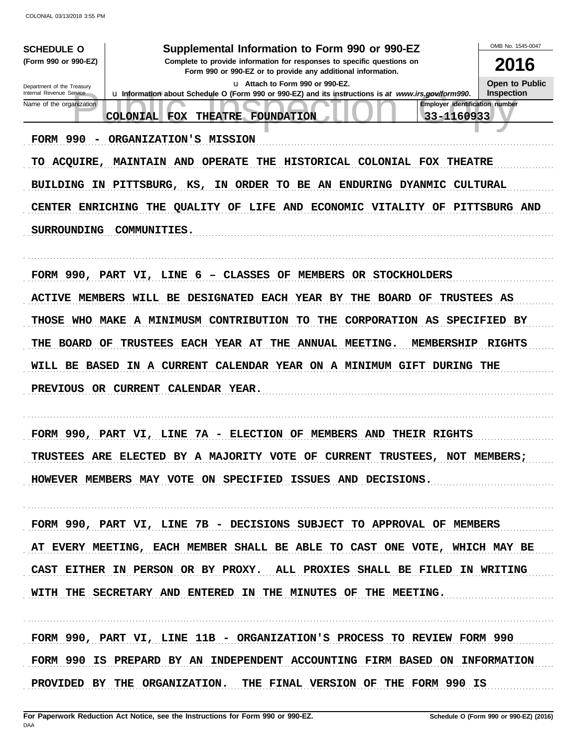**SCHEDULE O** (Form 990 or 990-EZ)

Department of the Treasury
Internal Revenue Service

# Supplemental Information to Form 990 or 990-EZ

**Complete to provide information for responses to specific questions on Form 990 or 990-EZ or to provide any additional information.**

u Attach to Form 990 or 990-EZ.

u Information about Schedule O (Form 990 or 990-EZ) and its instructions is at *www.irs.gov/form990*.

OMB No. 1545-0047

**2016**

**Open to Public Inspection**

Name of the organization: COLONIAL FOX THEATRE FOUNDATION

Employer identification number: 33-1160933

FORM 990 - ORGANIZATION'S MISSION

TO ACQUIRE, MAINTAIN AND OPERATE THE HISTORICAL COLONIAL FOX THEATRE BUILDING IN PITTSBURG, KS, IN ORDER TO BE AN ENDURING DYANMIC CULTURAL CENTER ENRICHING THE QUALITY OF LIFE AND ECONOMIC VITALITY OF PITTSBURG AND SURROUNDING COMMUNITIES.

FORM 990, PART VI, LINE 6 – CLASSES OF MEMBERS OR STOCKHOLDERS

ACTIVE MEMBERS WILL BE DESIGNATED EACH YEAR BY THE BOARD OF TRUSTEES AS THOSE WHO MAKE A MINIMUSM CONTRIBUTION TO THE CORPORATION AS SPECIFIED BY THE BOARD OF TRUSTEES EACH YEAR AT THE ANNUAL MEETING. MEMBERSHIP RIGHTS WILL BE BASED IN A CURRENT CALENDAR YEAR ON A MINIMUM GIFT DURING THE PREVIOUS OR CURRENT CALENDAR YEAR.

FORM 990, PART VI, LINE 7A - ELECTION OF MEMBERS AND THEIR RIGHTS

TRUSTEES ARE ELECTED BY A MAJORITY VOTE OF CURRENT TRUSTEES, NOT MEMBERS; HOWEVER MEMBERS MAY VOTE ON SPECIFIED ISSUES AND DECISIONS.

FORM 990, PART VI, LINE 7B - DECISIONS SUBJECT TO APPROVAL OF MEMBERS

AT EVERY MEETING, EACH MEMBER SHALL BE ABLE TO CAST ONE VOTE, WHICH MAY BE CAST EITHER IN PERSON OR BY PROXY. ALL PROXIES SHALL BE FILED IN WRITING WITH THE SECRETARY AND ENTERED IN THE MINUTES OF THE MEETING.

FORM 990, PART VI, LINE 11B - ORGANIZATION'S PROCESS TO REVIEW FORM 990

FORM 990 IS PREPARD BY AN INDEPENDENT ACCOUNTING FIRM BASED ON INFORMATION PROVIDED BY THE ORGANIZATION. THE FINAL VERSION OF THE FORM 990 IS

**For Paperwork Reduction Act Notice, see the Instructions for Form 990 or 990-EZ.** DAA **Schedule O (Form 990 or 990-EZ) (2016)**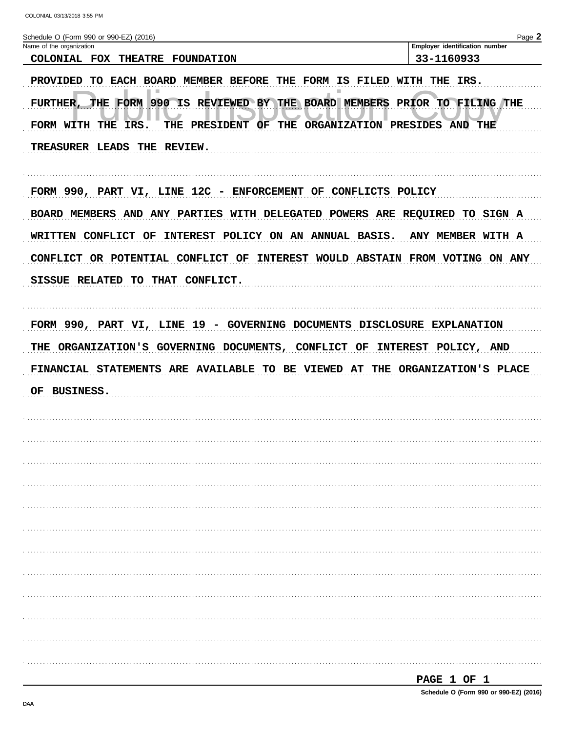Schedule O (Form 990 or 990-EZ) (2016)

| Name of the organization | Employer identification number |
| --- | --- |
| COLONIAL FOX THEATRE FOUNDATION | 33-1160933 |

PROVIDED TO EACH BOARD MEMBER BEFORE THE FORM IS FILED WITH THE IRS. FURTHER, THE FORM 990 IS REVIEWED BY THE BOARD MEMBERS PRIOR TO FILING THE FORM WITH THE IRS. THE PRESIDENT OF THE ORGANIZATION PRESIDES AND THE TREASURER LEADS THE REVIEW.

FORM 990, PART VI, LINE 12C - ENFORCEMENT OF CONFLICTS POLICY

BOARD MEMBERS AND ANY PARTIES WITH DELEGATED POWERS ARE REQUIRED TO SIGN A WRITTEN CONFLICT OF INTEREST POLICY ON AN ANNUAL BASIS. ANY MEMBER WITH A CONFLICT OR POTENTIAL CONFLICT OF INTEREST WOULD ABSTAIN FROM VOTING ON ANY SISSUE RELATED TO THAT CONFLICT.

FORM 990, PART VI, LINE 19 - GOVERNING DOCUMENTS DISCLOSURE EXPLANATION

THE ORGANIZATION'S GOVERNING DOCUMENTS, CONFLICT OF INTEREST POLICY, AND FINANCIAL STATEMENTS ARE AVAILABLE TO BE VIEWED AT THE ORGANIZATION'S PLACE OF BUSINESS.

Schedule O (Form 990 or 990-EZ) (2016)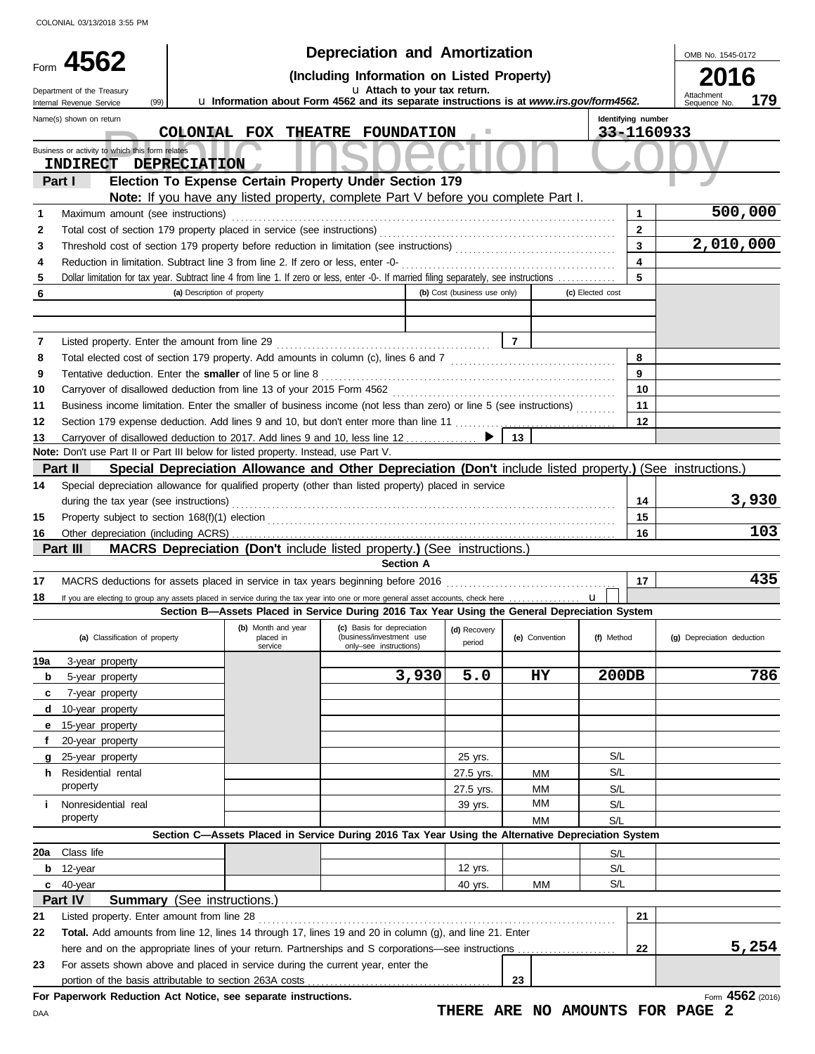COLONIAL 03/13/2018 3:55 PM

# Form 4562

**Depreciation and Amortization**

**(Including Information on Listed Property)**

u Attach to your tax return.

u Information about Form 4562 and its separate instructions is at *www.irs.gov/form4562.*

Department of the Treasury
Internal Revenue Service (99)

OMB No. 1545-0172

**2016**

Attachment Sequence No. **179**

Name(s) shown on return: **COLONIAL FOX THEATRE FOUNDATION**

Identifying number: **33-1160933**

Public Inspection Copy

Business or activity to which this form relates: **INDIRECT DEPRECIATION**

## Part I Election To Expense Certain Property Under Section 179

**Note:** If you have any listed property, complete Part V before you complete Part I.

| | | | |
|---|---|---|---|
| 1 | Maximum amount (see instructions) | 1 | 500,000 |
| 2 | Total cost of section 179 property placed in service (see instructions) | 2 | |
| 3 | Threshold cost of section 179 property before reduction in limitation (see instructions) | 3 | 2,010,000 |
| 4 | Reduction in limitation. Subtract line 3 from line 2. If zero or less, enter -0- | 4 | |
| 5 | Dollar limitation for tax year. Subtract line 4 from line 1. If zero or less, enter -0-. If married filing separately, see instructions | 5 | |

| 6 | (a) Description of property | (b) Cost (business use only) | (c) Elected cost |
|---|---|---|---|
| | | | |
| | | | |

| | | | |
|---|---|---|---|
| 7 | Listed property. Enter the amount from line 29 | 7 | |
| 8 | Total elected cost of section 179 property. Add amounts in column (c), lines 6 and 7 | 8 | |
| 9 | Tentative deduction. Enter the **smaller** of line 5 or line 8 | 9 | |
| 10 | Carryover of disallowed deduction from line 13 of your 2015 Form 4562 | 10 | |
| 11 | Business income limitation. Enter the smaller of business income (not less than zero) or line 5 (see instructions) | 11 | |
| 12 | Section 179 expense deduction. Add lines 9 and 10, but don't enter more than line 11 | 12 | |
| 13 | Carryover of disallowed deduction to 2017. Add lines 9 and 10, less line 12 ▶ | 13 | |

**Note:** Don't use Part II or Part III below for listed property. Instead, use Part V.

## Part II Special Depreciation Allowance and Other Depreciation (Don't include listed property.) (See instructions.)

| | | | |
|---|---|---|---|
| 14 | Special depreciation allowance for qualified property (other than listed property) placed in service during the tax year (see instructions) | 14 | 3,930 |
| 15 | Property subject to section 168(f)(1) election | 15 | |
| 16 | Other depreciation (including ACRS) | 16 | 103 |

## Part III MACRS Depreciation (Don't include listed property.) (See instructions.)

**Section A**

| | | | |
|---|---|---|---|
| 17 | MACRS deductions for assets placed in service in tax years beginning before 2016 | 17 | 435 |
| 18 | If you are electing to group any assets placed in service during the tax year into one or more general asset accounts, check here u | | |

**Section B—Assets Placed in Service During 2016 Tax Year Using the General Depreciation System**

| (a) Classification of property | (b) Month and year placed in service | (c) Basis for depreciation (business/investment use only–see instructions) | (d) Recovery period | (e) Convention | (f) Method | (g) Depreciation deduction |
|---|---|---|---|---|---|---|
| 19a 3-year property | | | | | | |
| b 5-year property | | 3,930 | 5.0 | HY | 200DB | 786 |
| c 7-year property | | | | | | |
| d 10-year property | | | | | | |
| e 15-year property | | | | | | |
| f 20-year property | | | | | | |
| g 25-year property | | | 25 yrs. | | S/L | |
| h Residential rental property | | | 27.5 yrs. | MM | S/L | |
| | | | 27.5 yrs. | MM | S/L | |
| i Nonresidential real property | | | 39 yrs. | MM | S/L | |
| | | | | MM | S/L | |

**Section C—Assets Placed in Service During 2016 Tax Year Using the Alternative Depreciation System**

| (a) Classification of property | (b) Month and year placed in service | (c) Basis for depreciation | (d) Recovery period | (e) Convention | (f) Method | (g) Depreciation deduction |
|---|---|---|---|---|---|---|
| 20a Class life | | | | | S/L | |
| b 12-year | | | 12 yrs. | | S/L | |
| c 40-year | | | 40 yrs. | MM | S/L | |

## Part IV Summary (See instructions.)

| | | | |
|---|---|---|---|
| 21 | Listed property. Enter amount from line 28 | 21 | |
| 22 | **Total.** Add amounts from line 12, lines 14 through 17, lines 19 and 20 in column (g), and line 21. Enter here and on the appropriate lines of your return. Partnerships and S corporations—see instructions | 22 | 5,254 |
| 23 | For assets shown above and placed in service during the current year, enter the portion of the basis attributable to section 263A costs | 23 | |

**For Paperwork Reduction Act Notice, see separate instructions.**

Form **4562** (2016)

DAA

**THERE ARE NO AMOUNTS FOR PAGE 2**